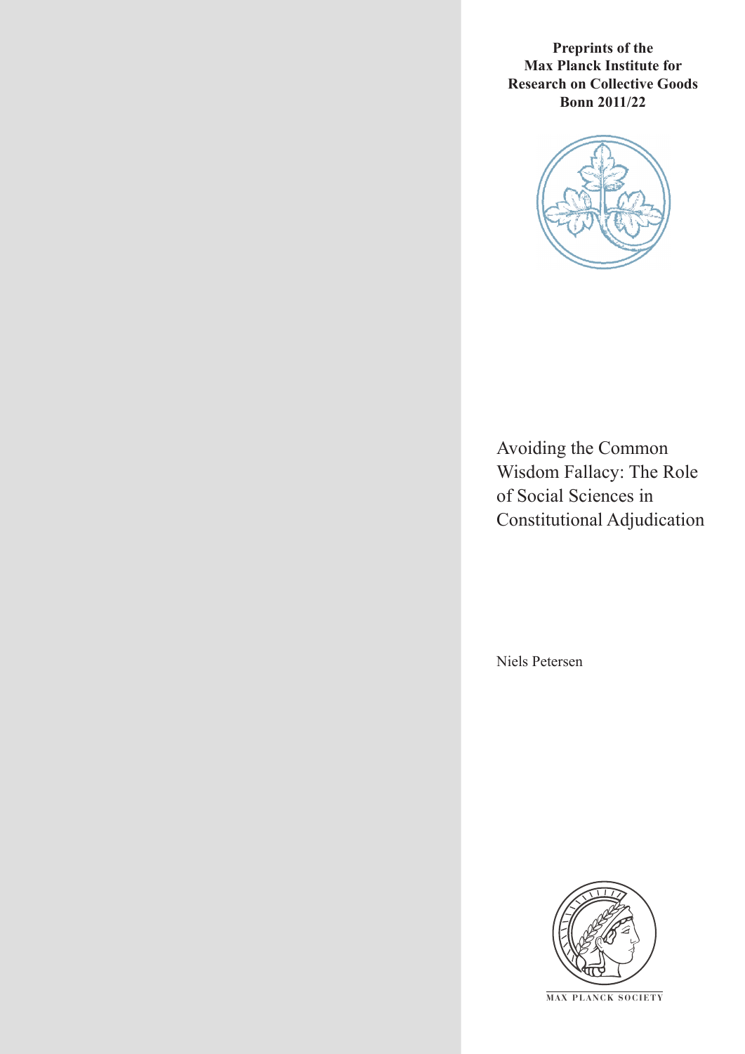**Preprints of the Max Planck Institute for Research on Collective Goods Bonn 2011/22**

# Avoiding the Common Wisdom Fallacy: The Role of Social Sciences in Constitutional Adjudication

Niels Petersen

MAX PLANCK SOCIETY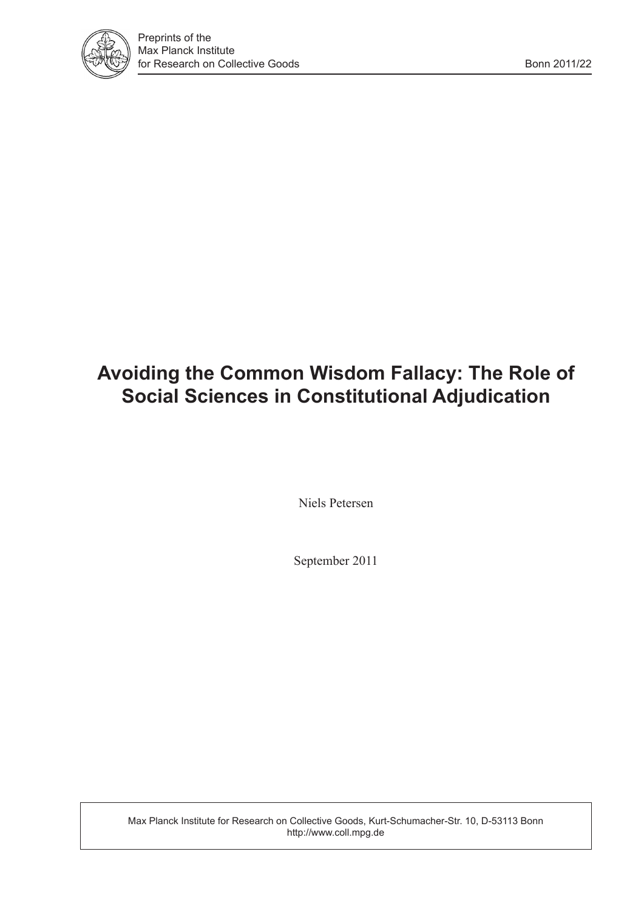# Avoiding the Common Wisdom Fallacy: The Role of Social Sciences in Constitutional Adjudication

Niels Petersen

September 2011

Max Planck Institute for Research on Collective Goods, Kurt-Schumacher-Str. 10, D-53113 Bonn
http://www.coll.mpg.de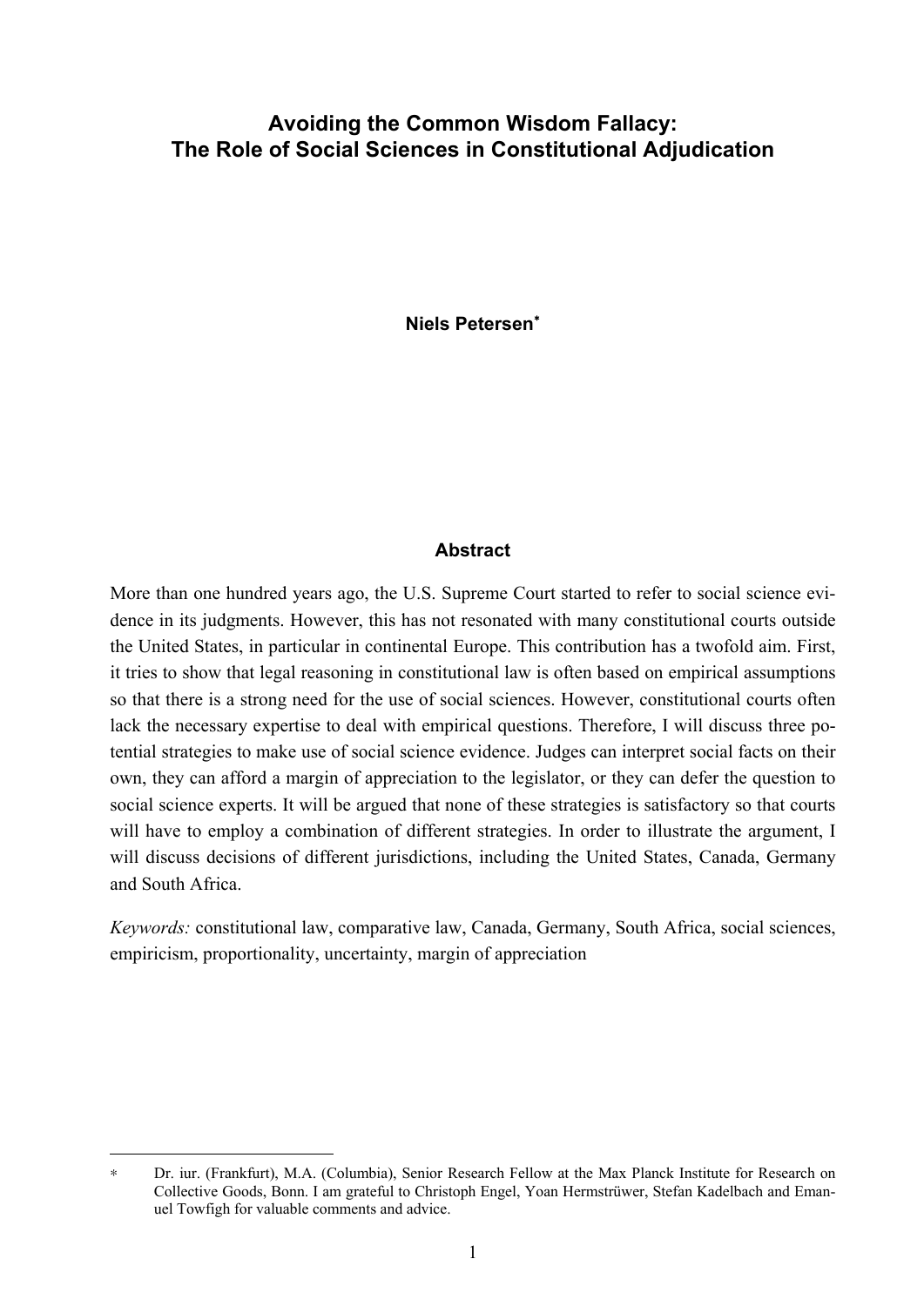# Avoiding the Common Wisdom Fallacy: The Role of Social Sciences in Constitutional Adjudication

**Niels Petersen**[*]

## Abstract

More than one hundred years ago, the U.S. Supreme Court started to refer to social science evidence in its judgments. However, this has not resonated with many constitutional courts outside the United States, in particular in continental Europe. This contribution has a twofold aim. First, it tries to show that legal reasoning in constitutional law is often based on empirical assumptions so that there is a strong need for the use of social sciences. However, constitutional courts often lack the necessary expertise to deal with empirical questions. Therefore, I will discuss three potential strategies to make use of social science evidence. Judges can interpret social facts on their own, they can afford a margin of appreciation to the legislator, or they can defer the question to social science experts. It will be argued that none of these strategies is satisfactory so that courts will have to employ a combination of different strategies. In order to illustrate the argument, I will discuss decisions of different jurisdictions, including the United States, Canada, Germany and South Africa.

*Keywords:* constitutional law, comparative law, Canada, Germany, South Africa, social sciences, empiricism, proportionality, uncertainty, margin of appreciation

---

[*] Dr. iur. (Frankfurt), M.A. (Columbia), Senior Research Fellow at the Max Planck Institute for Research on Collective Goods, Bonn. I am grateful to Christoph Engel, Yoan Hermstrüwer, Stefan Kadelbach and Emanuel Towfigh for valuable comments and advice.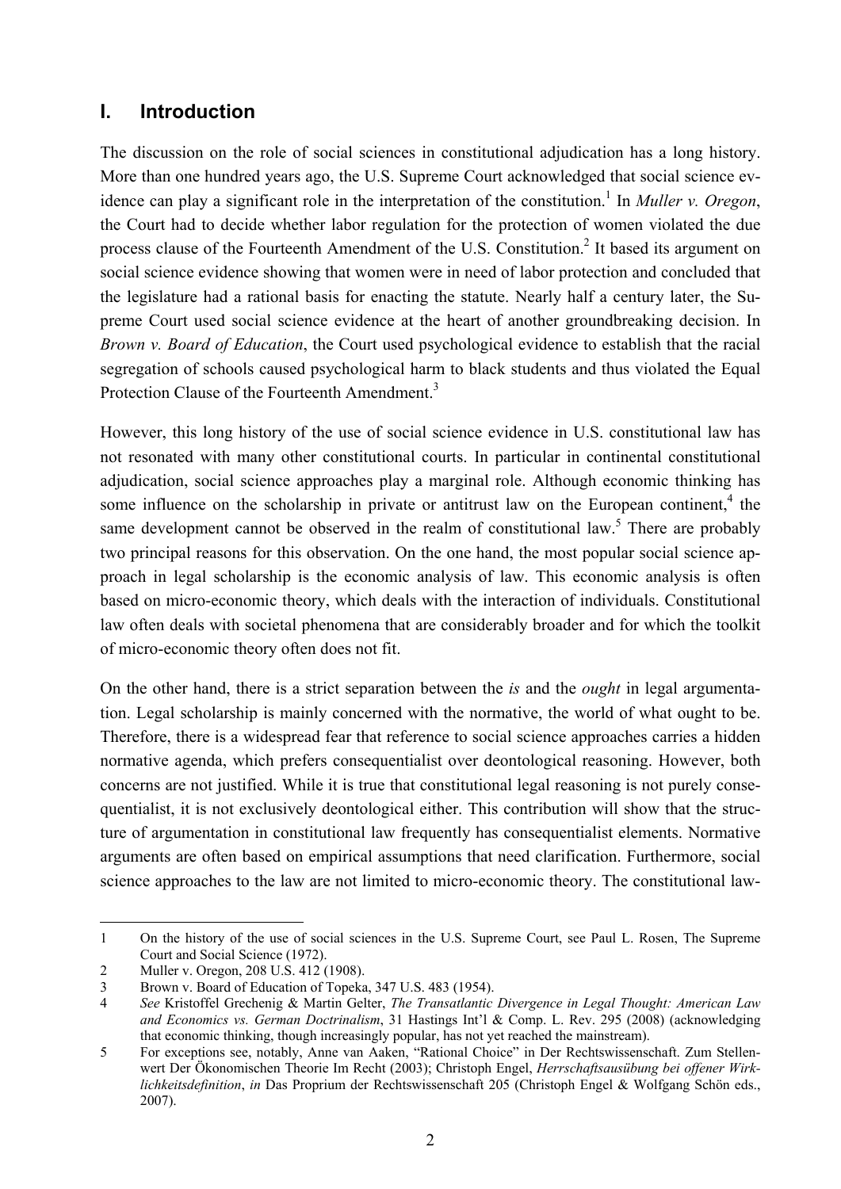## I. Introduction

The discussion on the role of social sciences in constitutional adjudication has a long history. More than one hundred years ago, the U.S. Supreme Court acknowledged that social science evidence can play a significant role in the interpretation of the constitution.[1] In *Muller v. Oregon*, the Court had to decide whether labor regulation for the protection of women violated the due process clause of the Fourteenth Amendment of the U.S. Constitution.[2] It based its argument on social science evidence showing that women were in need of labor protection and concluded that the legislature had a rational basis for enacting the statute. Nearly half a century later, the Supreme Court used social science evidence at the heart of another groundbreaking decision. In *Brown v. Board of Education*, the Court used psychological evidence to establish that the racial segregation of schools caused psychological harm to black students and thus violated the Equal Protection Clause of the Fourteenth Amendment.[3]

However, this long history of the use of social science evidence in U.S. constitutional law has not resonated with many other constitutional courts. In particular in continental constitutional adjudication, social science approaches play a marginal role. Although economic thinking has some influence on the scholarship in private or antitrust law on the European continent,[4] the same development cannot be observed in the realm of constitutional law.[5] There are probably two principal reasons for this observation. On the one hand, the most popular social science approach in legal scholarship is the economic analysis of law. This economic analysis is often based on micro-economic theory, which deals with the interaction of individuals. Constitutional law often deals with societal phenomena that are considerably broader and for which the toolkit of micro-economic theory often does not fit.

On the other hand, there is a strict separation between the *is* and the *ought* in legal argumentation. Legal scholarship is mainly concerned with the normative, the world of what ought to be. Therefore, there is a widespread fear that reference to social science approaches carries a hidden normative agenda, which prefers consequentialist over deontological reasoning. However, both concerns are not justified. While it is true that constitutional legal reasoning is not purely consequentialist, it is not exclusively deontological either. This contribution will show that the structure of argumentation in constitutional law frequently has consequentialist elements. Normative arguments are often based on empirical assumptions that need clarification. Furthermore, social science approaches to the law are not limited to micro-economic theory. The constitutional law-

---

1 On the history of the use of social sciences in the U.S. Supreme Court, see Paul L. Rosen, The Supreme Court and Social Science (1972).

2 Muller v. Oregon, 208 U.S. 412 (1908).

3 Brown v. Board of Education of Topeka, 347 U.S. 483 (1954).

4 *See* Kristoffel Grechenig & Martin Gelter, *The Transatlantic Divergence in Legal Thought: American Law and Economics vs. German Doctrinalism*, 31 Hastings Int'l & Comp. L. Rev. 295 (2008) (acknowledging that economic thinking, though increasingly popular, has not yet reached the mainstream).

5 For exceptions see, notably, Anne van Aaken, "Rational Choice" in Der Rechtswissenschaft. Zum Stellenwert Der Ökonomischen Theorie Im Recht (2003); Christoph Engel, *Herrschaftsausübung bei offener Wirklichkeitsdefinition*, *in* Das Proprium der Rechtswissenschaft 205 (Christoph Engel & Wolfgang Schön eds., 2007).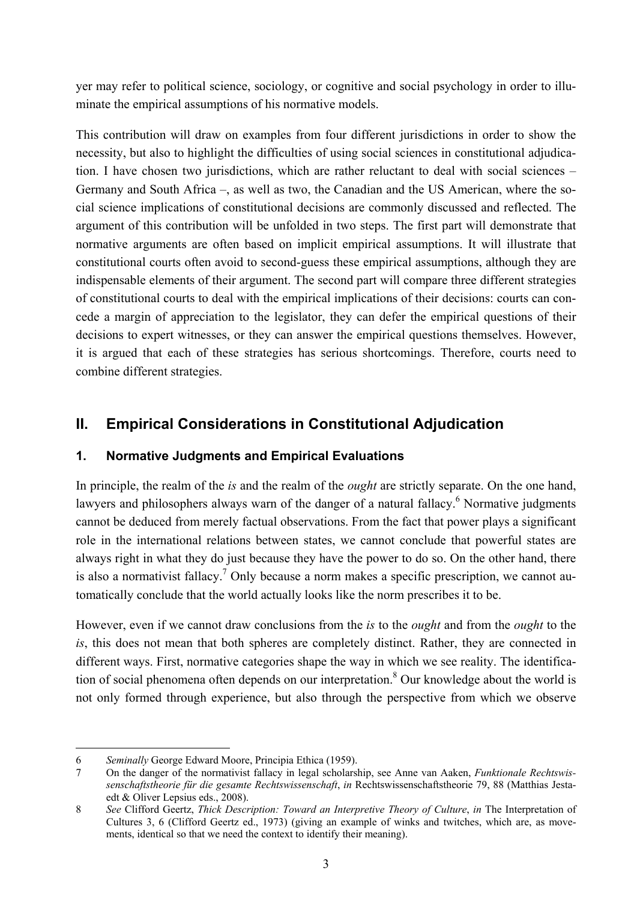yer may refer to political science, sociology, or cognitive and social psychology in order to illuminate the empirical assumptions of his normative models.

This contribution will draw on examples from four different jurisdictions in order to show the necessity, but also to highlight the difficulties of using social sciences in constitutional adjudication. I have chosen two jurisdictions, which are rather reluctant to deal with social sciences – Germany and South Africa –, as well as two, the Canadian and the US American, where the social science implications of constitutional decisions are commonly discussed and reflected. The argument of this contribution will be unfolded in two steps. The first part will demonstrate that normative arguments are often based on implicit empirical assumptions. It will illustrate that constitutional courts often avoid to second-guess these empirical assumptions, although they are indispensable elements of their argument. The second part will compare three different strategies of constitutional courts to deal with the empirical implications of their decisions: courts can concede a margin of appreciation to the legislator, they can defer the empirical questions of their decisions to expert witnesses, or they can answer the empirical questions themselves. However, it is argued that each of these strategies has serious shortcomings. Therefore, courts need to combine different strategies.

## II. Empirical Considerations in Constitutional Adjudication

### 1. Normative Judgments and Empirical Evaluations

In principle, the realm of the *is* and the realm of the *ought* are strictly separate. On the one hand, lawyers and philosophers always warn of the danger of a natural fallacy.[6] Normative judgments cannot be deduced from merely factual observations. From the fact that power plays a significant role in the international relations between states, we cannot conclude that powerful states are always right in what they do just because they have the power to do so. On the other hand, there is also a normativist fallacy.[7] Only because a norm makes a specific prescription, we cannot automatically conclude that the world actually looks like the norm prescribes it to be.

However, even if we cannot draw conclusions from the *is* to the *ought* and from the *ought* to the *is*, this does not mean that both spheres are completely distinct. Rather, they are connected in different ways. First, normative categories shape the way in which we see reality. The identification of social phenomena often depends on our interpretation.[8] Our knowledge about the world is not only formed through experience, but also through the perspective from which we observe

---

6 *Seminally* George Edward Moore, Principia Ethica (1959).

7 On the danger of the normativist fallacy in legal scholarship, see Anne van Aaken, *Funktionale Rechtswissenschaftstheorie für die gesamte Rechtswissenschaft*, *in* Rechtswissenschaftstheorie 79, 88 (Matthias Jestaedt & Oliver Lepsius eds., 2008).

8 *See* Clifford Geertz, *Thick Description: Toward an Interpretive Theory of Culture*, *in* The Interpretation of Cultures 3, 6 (Clifford Geertz ed., 1973) (giving an example of winks and twitches, which are, as movements, identical so that we need the context to identify their meaning).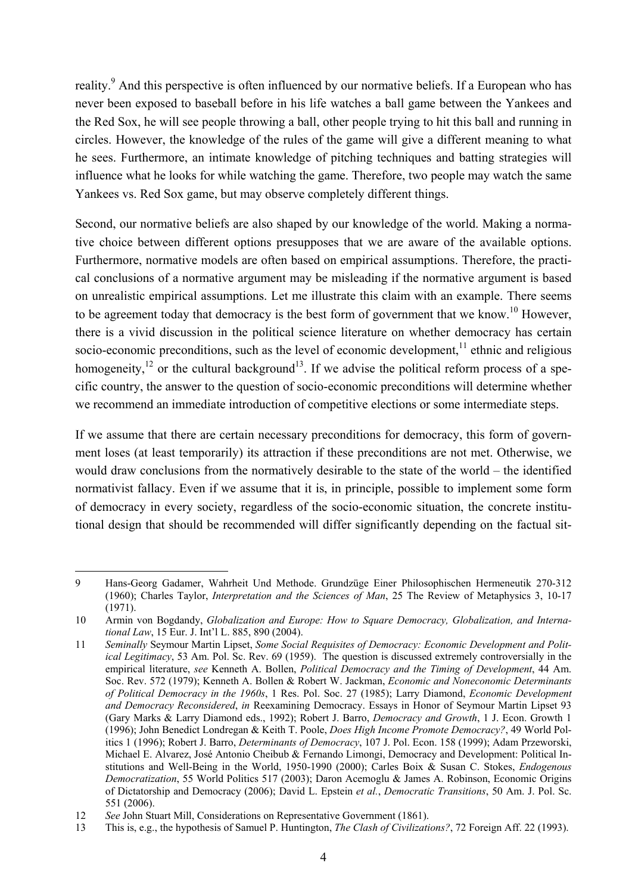reality.[9] And this perspective is often influenced by our normative beliefs. If a European who has never been exposed to baseball before in his life watches a ball game between the Yankees and the Red Sox, he will see people throwing a ball, other people trying to hit this ball and running in circles. However, the knowledge of the rules of the game will give a different meaning to what he sees. Furthermore, an intimate knowledge of pitching techniques and batting strategies will influence what he looks for while watching the game. Therefore, two people may watch the same Yankees vs. Red Sox game, but may observe completely different things.

Second, our normative beliefs are also shaped by our knowledge of the world. Making a normative choice between different options presupposes that we are aware of the available options. Furthermore, normative models are often based on empirical assumptions. Therefore, the practical conclusions of a normative argument may be misleading if the normative argument is based on unrealistic empirical assumptions. Let me illustrate this claim with an example. There seems to be agreement today that democracy is the best form of government that we know.[10] However, there is a vivid discussion in the political science literature on whether democracy has certain socio-economic preconditions, such as the level of economic development,[11] ethnic and religious homogeneity,[12] or the cultural background[13]. If we advise the political reform process of a specific country, the answer to the question of socio-economic preconditions will determine whether we recommend an immediate introduction of competitive elections or some intermediate steps.

If we assume that there are certain necessary preconditions for democracy, this form of government loses (at least temporarily) its attraction if these preconditions are not met. Otherwise, we would draw conclusions from the normatively desirable to the state of the world – the identified normativist fallacy. Even if we assume that it is, in principle, possible to implement some form of democracy in every society, regardless of the socio-economic situation, the concrete institutional design that should be recommended will differ significantly depending on the factual sit-

---

9 Hans-Georg Gadamer, Wahrheit Und Methode. Grundzüge Einer Philosophischen Hermeneutik 270-312 (1960); Charles Taylor, *Interpretation and the Sciences of Man*, 25 The Review of Metaphysics 3, 10-17 (1971).

10 Armin von Bogdandy, *Globalization and Europe: How to Square Democracy, Globalization, and International Law*, 15 Eur. J. Int'l L. 885, 890 (2004).

11 *Seminally* Seymour Martin Lipset, *Some Social Requisites of Democracy: Economic Development and Political Legitimacy*, 53 Am. Pol. Sc. Rev. 69 (1959). The question is discussed extremely controversially in the empirical literature, *see* Kenneth A. Bollen, *Political Democracy and the Timing of Development*, 44 Am. Soc. Rev. 572 (1979); Kenneth A. Bollen & Robert W. Jackman, *Economic and Noneconomic Determinants of Political Democracy in the 1960s*, 1 Res. Pol. Soc. 27 (1985); Larry Diamond, *Economic Development and Democracy Reconsidered*, *in* Reexamining Democracy. Essays in Honor of Seymour Martin Lipset 93 (Gary Marks & Larry Diamond eds., 1992); Robert J. Barro, *Democracy and Growth*, 1 J. Econ. Growth 1 (1996); John Benedict Londregan & Keith T. Poole, *Does High Income Promote Democracy?*, 49 World Politics 1 (1996); Robert J. Barro, *Determinants of Democracy*, 107 J. Pol. Econ. 158 (1999); Adam Przeworski, Michael E. Alvarez, José Antonio Cheibub & Fernando Limongi, Democracy and Development: Political Institutions and Well-Being in the World, 1950-1990 (2000); Carles Boix & Susan C. Stokes, *Endogenous Democratization*, 55 World Politics 517 (2003); Daron Acemoglu & James A. Robinson, Economic Origins of Dictatorship and Democracy (2006); David L. Epstein *et al.*, *Democratic Transitions*, 50 Am. J. Pol. Sc. 551 (2006).

12 *See* John Stuart Mill, Considerations on Representative Government (1861).

13 This is, e.g., the hypothesis of Samuel P. Huntington, *The Clash of Civilizations?*, 72 Foreign Aff. 22 (1993).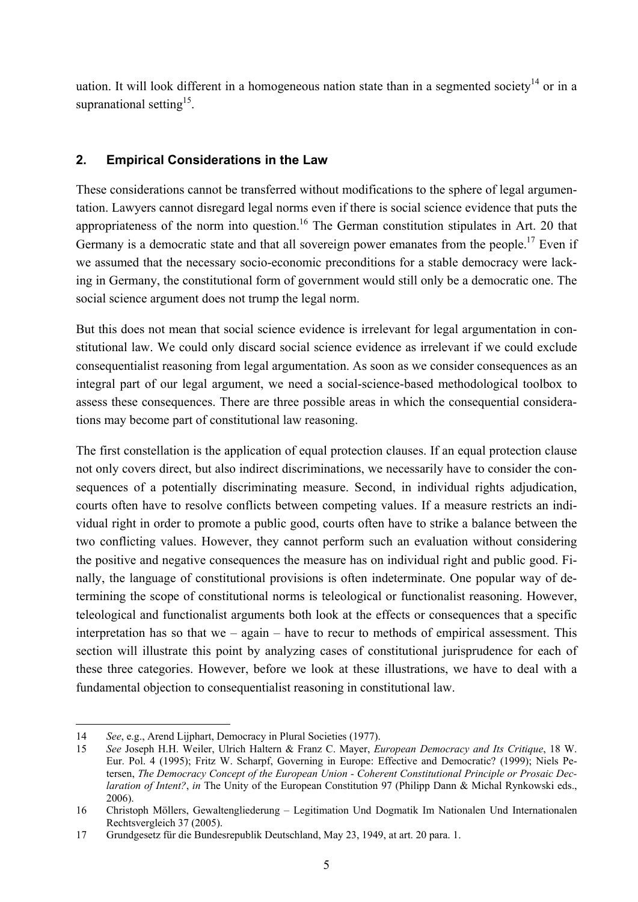uation. It will look different in a homogeneous nation state than in a segmented society[14] or in a supranational setting[15].

## 2. Empirical Considerations in the Law

These considerations cannot be transferred without modifications to the sphere of legal argumentation. Lawyers cannot disregard legal norms even if there is social science evidence that puts the appropriateness of the norm into question.[16] The German constitution stipulates in Art. 20 that Germany is a democratic state and that all sovereign power emanates from the people.[17] Even if we assumed that the necessary socio-economic preconditions for a stable democracy were lacking in Germany, the constitutional form of government would still only be a democratic one. The social science argument does not trump the legal norm.

But this does not mean that social science evidence is irrelevant for legal argumentation in constitutional law. We could only discard social science evidence as irrelevant if we could exclude consequentialist reasoning from legal argumentation. As soon as we consider consequences as an integral part of our legal argument, we need a social-science-based methodological toolbox to assess these consequences. There are three possible areas in which the consequential considerations may become part of constitutional law reasoning.

The first constellation is the application of equal protection clauses. If an equal protection clause not only covers direct, but also indirect discriminations, we necessarily have to consider the consequences of a potentially discriminating measure. Second, in individual rights adjudication, courts often have to resolve conflicts between competing values. If a measure restricts an individual right in order to promote a public good, courts often have to strike a balance between the two conflicting values. However, they cannot perform such an evaluation without considering the positive and negative consequences the measure has on individual right and public good. Finally, the language of constitutional provisions is often indeterminate. One popular way of determining the scope of constitutional norms is teleological or functionalist reasoning. However, teleological and functionalist arguments both look at the effects or consequences that a specific interpretation has so that we – again – have to recur to methods of empirical assessment. This section will illustrate this point by analyzing cases of constitutional jurisprudence for each of these three categories. However, before we look at these illustrations, we have to deal with a fundamental objection to consequentialist reasoning in constitutional law.

---

14 *See*, e.g., Arend Lijphart, Democracy in Plural Societies (1977).

15 *See* Joseph H.H. Weiler, Ulrich Haltern & Franz C. Mayer, *European Democracy and Its Critique*, 18 W. Eur. Pol. 4 (1995); Fritz W. Scharpf, Governing in Europe: Effective and Democratic? (1999); Niels Petersen, *The Democracy Concept of the European Union - Coherent Constitutional Principle or Prosaic Declaration of Intent?*, *in* The Unity of the European Constitution 97 (Philipp Dann & Michal Rynkowski eds., 2006).

16 Christoph Möllers, Gewaltengliederung – Legitimation Und Dogmatik Im Nationalen Und Internationalen Rechtsvergleich 37 (2005).

17 Grundgesetz für die Bundesrepublik Deutschland, May 23, 1949, at art. 20 para. 1.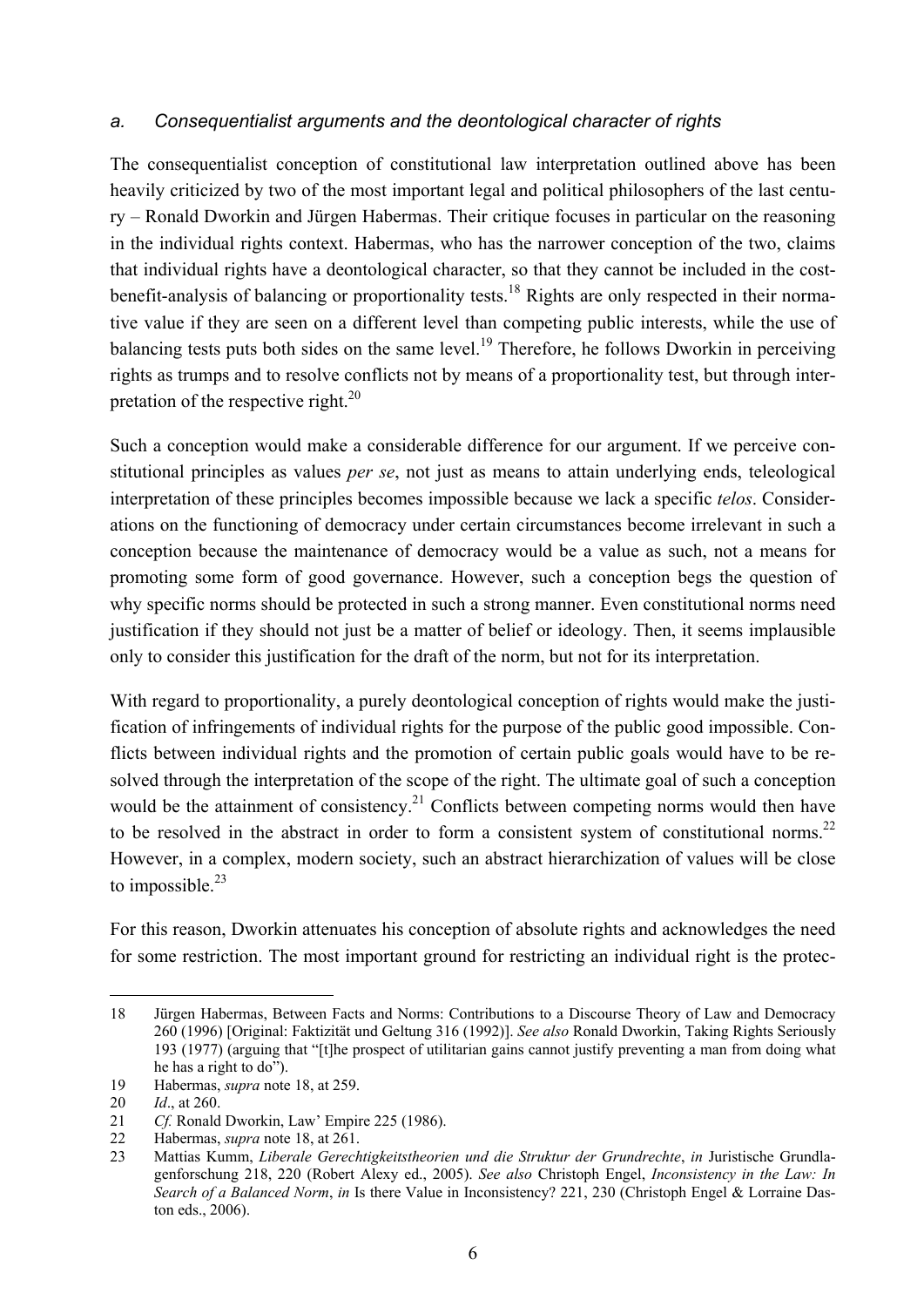### *a. Consequentialist arguments and the deontological character of rights*

The consequentialist conception of constitutional law interpretation outlined above has been heavily criticized by two of the most important legal and political philosophers of the last century – Ronald Dworkin and Jürgen Habermas. Their critique focuses in particular on the reasoning in the individual rights context. Habermas, who has the narrower conception of the two, claims that individual rights have a deontological character, so that they cannot be included in the cost-benefit-analysis of balancing or proportionality tests.[18] Rights are only respected in their normative value if they are seen on a different level than competing public interests, while the use of balancing tests puts both sides on the same level.[19] Therefore, he follows Dworkin in perceiving rights as trumps and to resolve conflicts not by means of a proportionality test, but through interpretation of the respective right.[20]

Such a conception would make a considerable difference for our argument. If we perceive constitutional principles as values *per se*, not just as means to attain underlying ends, teleological interpretation of these principles becomes impossible because we lack a specific *telos*. Considerations on the functioning of democracy under certain circumstances become irrelevant in such a conception because the maintenance of democracy would be a value as such, not a means for promoting some form of good governance. However, such a conception begs the question of why specific norms should be protected in such a strong manner. Even constitutional norms need justification if they should not just be a matter of belief or ideology. Then, it seems implausible only to consider this justification for the draft of the norm, but not for its interpretation.

With regard to proportionality, a purely deontological conception of rights would make the justification of infringements of individual rights for the purpose of the public good impossible. Conflicts between individual rights and the promotion of certain public goals would have to be resolved through the interpretation of the scope of the right. The ultimate goal of such a conception would be the attainment of consistency.[21] Conflicts between competing norms would then have to be resolved in the abstract in order to form a consistent system of constitutional norms.[22] However, in a complex, modern society, such an abstract hierarchization of values will be close to impossible.[23]

For this reason, Dworkin attenuates his conception of absolute rights and acknowledges the need for some restriction. The most important ground for restricting an individual right is the protec-

---

18 Jürgen Habermas, Between Facts and Norms: Contributions to a Discourse Theory of Law and Democracy 260 (1996) [Original: Faktizität und Geltung 316 (1992)]. *See also* Ronald Dworkin, Taking Rights Seriously 193 (1977) (arguing that "[t]he prospect of utilitarian gains cannot justify preventing a man from doing what he has a right to do").

19 Habermas, *supra* note 18, at 259.

20 *Id*., at 260.

21 *Cf.* Ronald Dworkin, Law' Empire 225 (1986).

22 Habermas, *supra* note 18, at 261.

23 Mattias Kumm, *Liberale Gerechtigkeitstheorien und die Struktur der Grundrechte*, *in* Juristische Grundlagenforschung 218, 220 (Robert Alexy ed., 2005). *See also* Christoph Engel, *Inconsistency in the Law: In Search of a Balanced Norm*, *in* Is there Value in Inconsistency? 221, 230 (Christoph Engel & Lorraine Daston eds., 2006).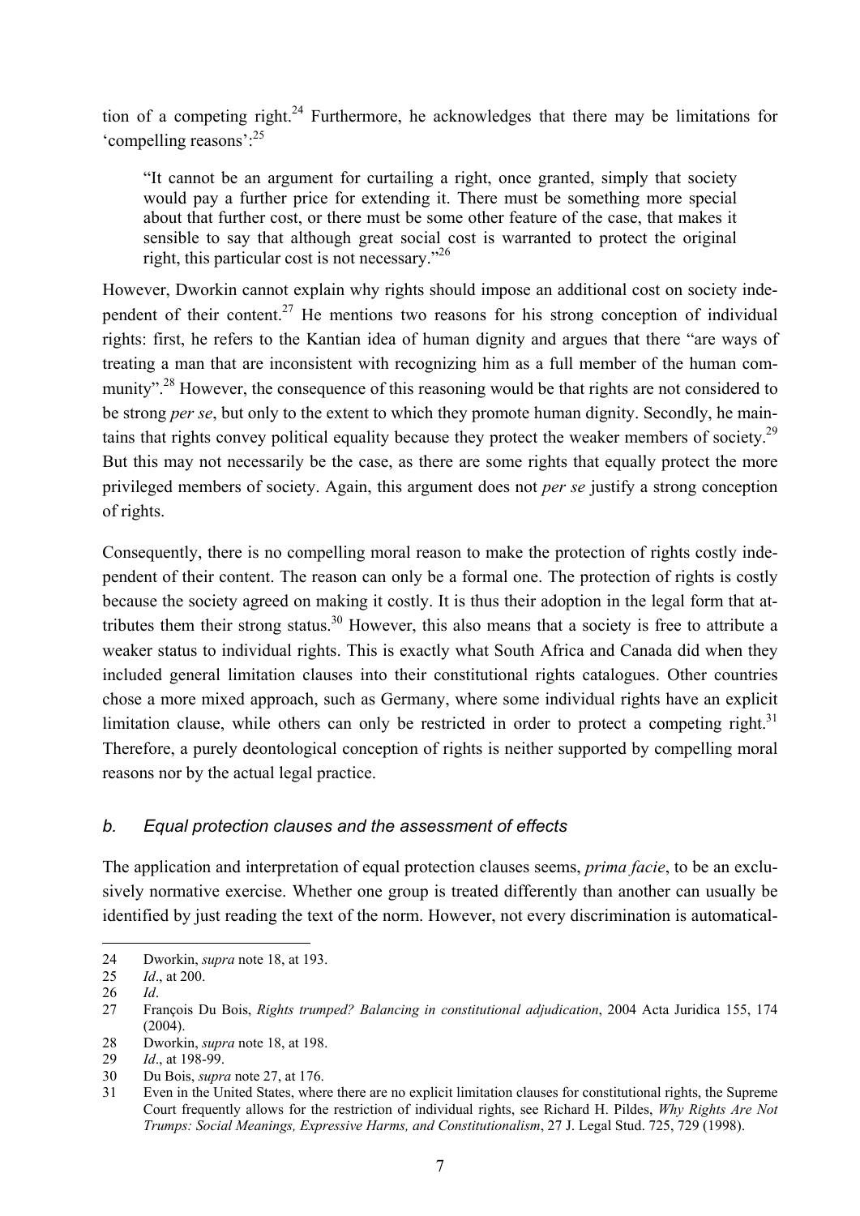tion of a competing right.[24] Furthermore, he acknowledges that there may be limitations for 'compelling reasons':[25]

> "It cannot be an argument for curtailing a right, once granted, simply that society would pay a further price for extending it. There must be something more special about that further cost, or there must be some other feature of the case, that makes it sensible to say that although great social cost is warranted to protect the original right, this particular cost is not necessary."[26]

However, Dworkin cannot explain why rights should impose an additional cost on society independent of their content.[27] He mentions two reasons for his strong conception of individual rights: first, he refers to the Kantian idea of human dignity and argues that there "are ways of treating a man that are inconsistent with recognizing him as a full member of the human community".[28] However, the consequence of this reasoning would be that rights are not considered to be strong *per se*, but only to the extent to which they promote human dignity. Secondly, he maintains that rights convey political equality because they protect the weaker members of society.[29] But this may not necessarily be the case, as there are some rights that equally protect the more privileged members of society. Again, this argument does not *per se* justify a strong conception of rights.

Consequently, there is no compelling moral reason to make the protection of rights costly independent of their content. The reason can only be a formal one. The protection of rights is costly because the society agreed on making it costly. It is thus their adoption in the legal form that attributes them their strong status.[30] However, this also means that a society is free to attribute a weaker status to individual rights. This is exactly what South Africa and Canada did when they included general limitation clauses into their constitutional rights catalogues. Other countries chose a more mixed approach, such as Germany, where some individual rights have an explicit limitation clause, while others can only be restricted in order to protect a competing right.[31] Therefore, a purely deontological conception of rights is neither supported by compelling moral reasons nor by the actual legal practice.

### *b. Equal protection clauses and the assessment of effects*

The application and interpretation of equal protection clauses seems, *prima facie*, to be an exclusively normative exercise. Whether one group is treated differently than another can usually be identified by just reading the text of the norm. However, not every discrimination is automatical-

---

24 Dworkin, *supra* note 18, at 193.

25 *Id*., at 200.

26 *Id*.

27 François Du Bois, *Rights trumped? Balancing in constitutional adjudication*, 2004 Acta Juridica 155, 174 (2004).

28 Dworkin, *supra* note 18, at 198.

29 *Id*., at 198-99.

30 Du Bois, *supra* note 27, at 176.

31 Even in the United States, where there are no explicit limitation clauses for constitutional rights, the Supreme Court frequently allows for the restriction of individual rights, see Richard H. Pildes, *Why Rights Are Not Trumps: Social Meanings, Expressive Harms, and Constitutionalism*, 27 J. Legal Stud. 725, 729 (1998).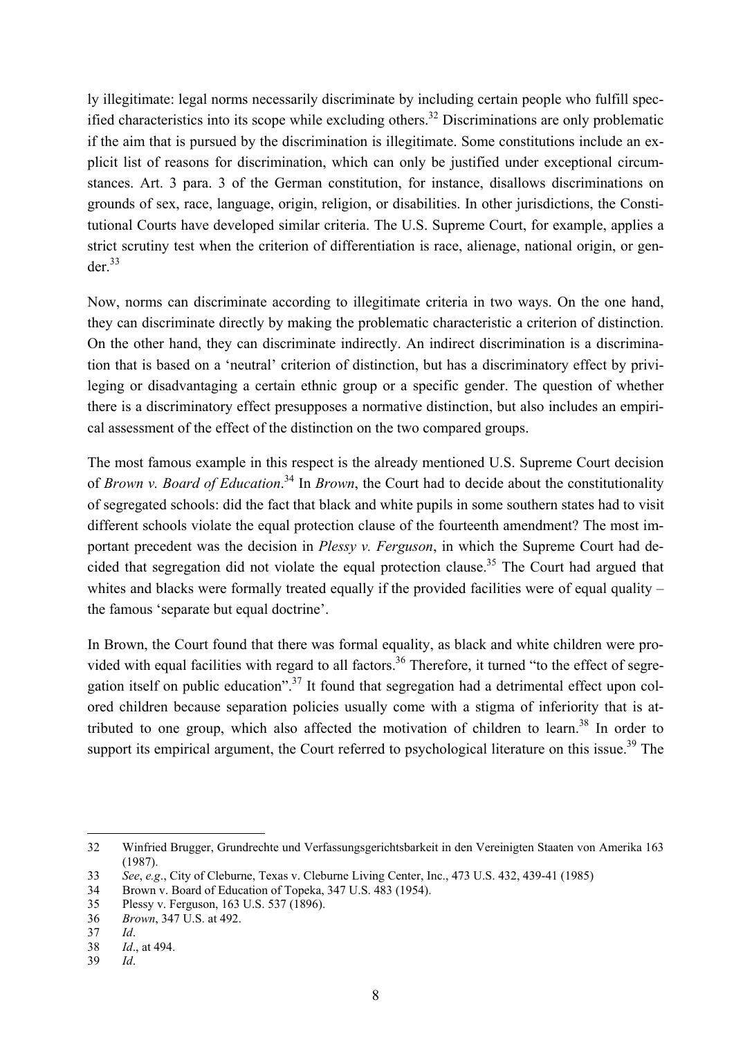ly illegitimate: legal norms necessarily discriminate by including certain people who fulfill specified characteristics into its scope while excluding others.[32] Discriminations are only problematic if the aim that is pursued by the discrimination is illegitimate. Some constitutions include an explicit list of reasons for discrimination, which can only be justified under exceptional circumstances. Art. 3 para. 3 of the German constitution, for instance, disallows discriminations on grounds of sex, race, language, origin, religion, or disabilities. In other jurisdictions, the Constitutional Courts have developed similar criteria. The U.S. Supreme Court, for example, applies a strict scrutiny test when the criterion of differentiation is race, alienage, national origin, or gender.[33]

Now, norms can discriminate according to illegitimate criteria in two ways. On the one hand, they can discriminate directly by making the problematic characteristic a criterion of distinction. On the other hand, they can discriminate indirectly. An indirect discrimination is a discrimination that is based on a 'neutral' criterion of distinction, but has a discriminatory effect by privileging or disadvantaging a certain ethnic group or a specific gender. The question of whether there is a discriminatory effect presupposes a normative distinction, but also includes an empirical assessment of the effect of the distinction on the two compared groups.

The most famous example in this respect is the already mentioned U.S. Supreme Court decision of *Brown v. Board of Education*.[34] In *Brown*, the Court had to decide about the constitutionality of segregated schools: did the fact that black and white pupils in some southern states had to visit different schools violate the equal protection clause of the fourteenth amendment? The most important precedent was the decision in *Plessy v. Ferguson*, in which the Supreme Court had decided that segregation did not violate the equal protection clause.[35] The Court had argued that whites and blacks were formally treated equally if the provided facilities were of equal quality – the famous 'separate but equal doctrine'.

In Brown, the Court found that there was formal equality, as black and white children were provided with equal facilities with regard to all factors.[36] Therefore, it turned "to the effect of segregation itself on public education".[37] It found that segregation had a detrimental effect upon colored children because separation policies usually come with a stigma of inferiority that is attributed to one group, which also affected the motivation of children to learn.[38] In order to support its empirical argument, the Court referred to psychological literature on this issue.[39] The

---

32 Winfried Brugger, Grundrechte und Verfassungsgerichtsbarkeit in den Vereinigten Staaten von Amerika 163 (1987).

33 *See*, *e.g*., City of Cleburne, Texas v. Cleburne Living Center, Inc., 473 U.S. 432, 439-41 (1985)

34 Brown v. Board of Education of Topeka, 347 U.S. 483 (1954).

35 Plessy v. Ferguson, 163 U.S. 537 (1896).

36 *Brown*, 347 U.S. at 492.

37 *Id*.

38 *Id*., at 494.

39 *Id*.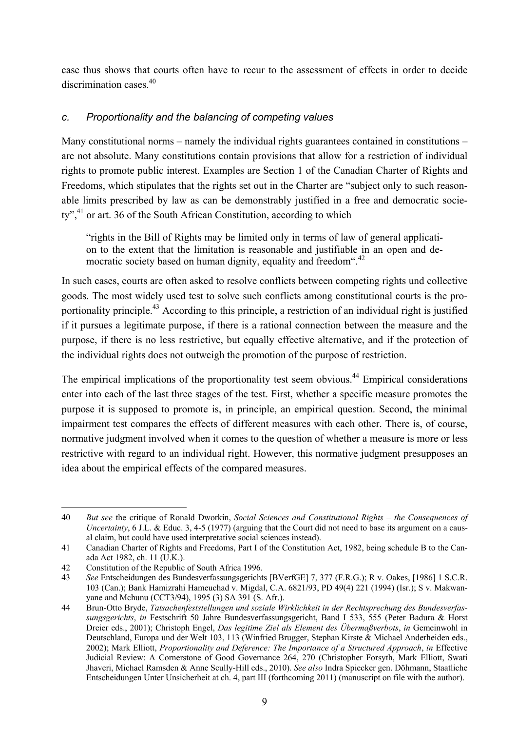case thus shows that courts often have to recur to the assessment of effects in order to decide discrimination cases.[40]

### *c. Proportionality and the balancing of competing values*

Many constitutional norms – namely the individual rights guarantees contained in constitutions – are not absolute. Many constitutions contain provisions that allow for a restriction of individual rights to promote public interest. Examples are Section 1 of the Canadian Charter of Rights and Freedoms, which stipulates that the rights set out in the Charter are "subject only to such reasonable limits prescribed by law as can be demonstrably justified in a free and democratic society",[41] or art. 36 of the South African Constitution, according to which

> "rights in the Bill of Rights may be limited only in terms of law of general application to the extent that the limitation is reasonable and justifiable in an open and democratic society based on human dignity, equality and freedom".[42]

In such cases, courts are often asked to resolve conflicts between competing rights und collective goods. The most widely used test to solve such conflicts among constitutional courts is the proportionality principle.[43] According to this principle, a restriction of an individual right is justified if it pursues a legitimate purpose, if there is a rational connection between the measure and the purpose, if there is no less restrictive, but equally effective alternative, and if the protection of the individual rights does not outweigh the promotion of the purpose of restriction.

The empirical implications of the proportionality test seem obvious.[44] Empirical considerations enter into each of the last three stages of the test. First, whether a specific measure promotes the purpose it is supposed to promote is, in principle, an empirical question. Second, the minimal impairment test compares the effects of different measures with each other. There is, of course, normative judgment involved when it comes to the question of whether a measure is more or less restrictive with regard to an individual right. However, this normative judgment presupposes an idea about the empirical effects of the compared measures.

---

40 *But see* the critique of Ronald Dworkin, *Social Sciences and Constitutional Rights – the Consequences of Uncertainty*, 6 J.L. & Educ. 3, 4-5 (1977) (arguing that the Court did not need to base its argument on a causal claim, but could have used interpretative social sciences instead).

41 Canadian Charter of Rights and Freedoms, Part I of the Constitution Act, 1982, being schedule B to the Canada Act 1982, ch. 11 (U.K.).

42 Constitution of the Republic of South Africa 1996.

43 *See* Entscheidungen des Bundesverfassungsgerichts [BVerfGE] 7, 377 (F.R.G.); R v. Oakes, [1986] 1 S.C.R. 103 (Can.); Bank Hamizrahi Hameuchad v. Migdal, C.A. 6821/93, PD 49(4) 221 (1994) (Isr.); S v. Makwanyane and Mchunu (CCT3/94), 1995 (3) SA 391 (S. Afr.).

44 Brun-Otto Bryde, *Tatsachenfeststellungen und soziale Wirklichkeit in der Rechtsprechung des Bundesverfassungsgerichts*, *in* Festschrift 50 Jahre Bundesverfassungsgericht, Band I 533, 555 (Peter Badura & Horst Dreier eds., 2001); Christoph Engel, *Das legitime Ziel als Element des Übermaßverbots*, *in* Gemeinwohl in Deutschland, Europa und der Welt 103, 113 (Winfried Brugger, Stephan Kirste & Michael Anderheiden eds., 2002); Mark Elliott, *Proportionality and Deference: The Importance of a Structured Approach*, *in* Effective Judicial Review: A Cornerstone of Good Governance 264, 270 (Christopher Forsyth, Mark Elliott, Swati Jhaveri, Michael Ramsden & Anne Scully-Hill eds., 2010). *See also* Indra Spiecker gen. Döhmann, Staatliche Entscheidungen Unter Unsicherheit at ch. 4, part III (forthcoming 2011) (manuscript on file with the author).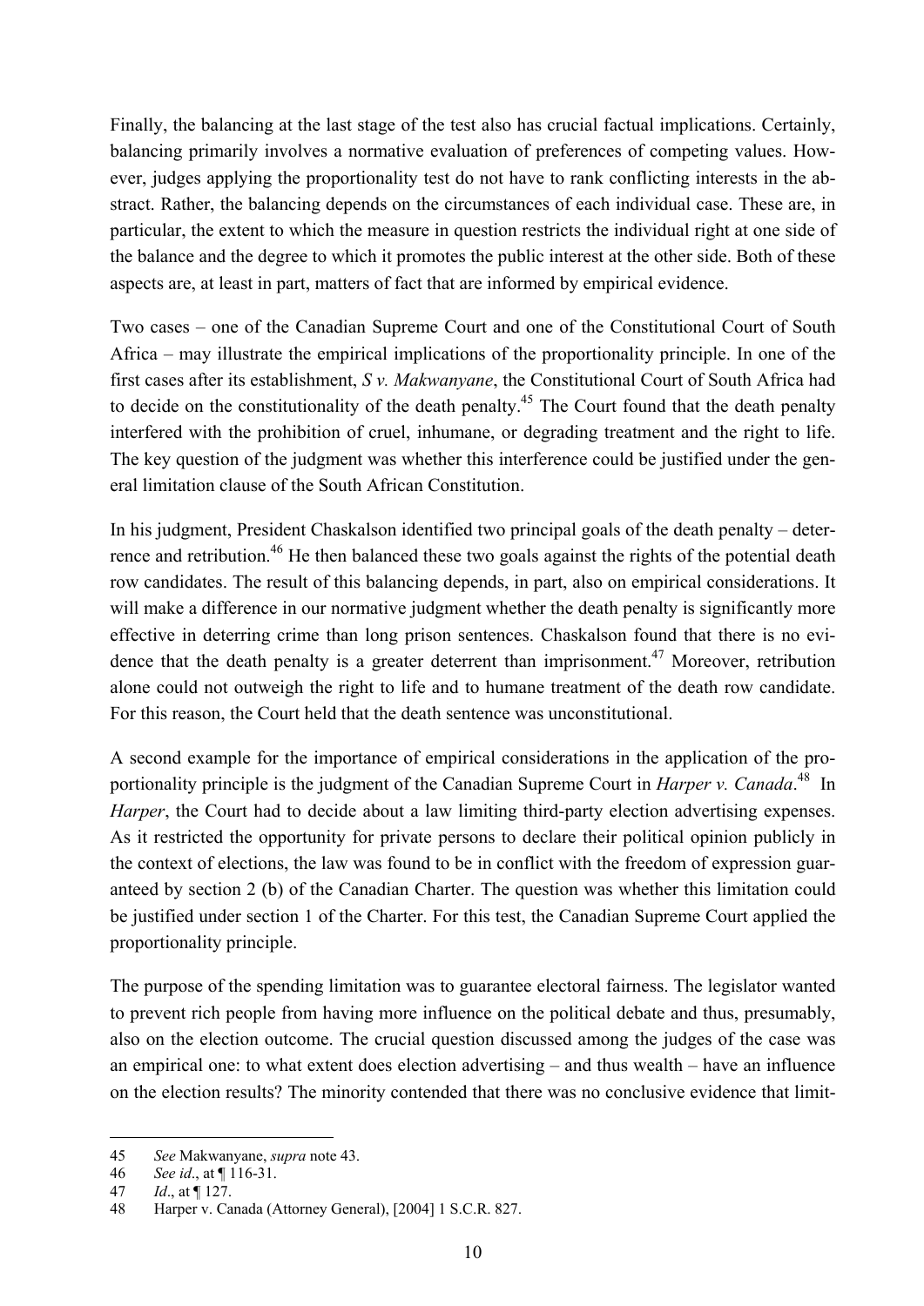Finally, the balancing at the last stage of the test also has crucial factual implications. Certainly, balancing primarily involves a normative evaluation of preferences of competing values. However, judges applying the proportionality test do not have to rank conflicting interests in the abstract. Rather, the balancing depends on the circumstances of each individual case. These are, in particular, the extent to which the measure in question restricts the individual right at one side of the balance and the degree to which it promotes the public interest at the other side. Both of these aspects are, at least in part, matters of fact that are informed by empirical evidence.

Two cases – one of the Canadian Supreme Court and one of the Constitutional Court of South Africa – may illustrate the empirical implications of the proportionality principle. In one of the first cases after its establishment, *S v. Makwanyane*, the Constitutional Court of South Africa had to decide on the constitutionality of the death penalty.[45] The Court found that the death penalty interfered with the prohibition of cruel, inhumane, or degrading treatment and the right to life. The key question of the judgment was whether this interference could be justified under the general limitation clause of the South African Constitution.

In his judgment, President Chaskalson identified two principal goals of the death penalty – deterrence and retribution.[46] He then balanced these two goals against the rights of the potential death row candidates. The result of this balancing depends, in part, also on empirical considerations. It will make a difference in our normative judgment whether the death penalty is significantly more effective in deterring crime than long prison sentences. Chaskalson found that there is no evidence that the death penalty is a greater deterrent than imprisonment.[47] Moreover, retribution alone could not outweigh the right to life and to humane treatment of the death row candidate. For this reason, the Court held that the death sentence was unconstitutional.

A second example for the importance of empirical considerations in the application of the proportionality principle is the judgment of the Canadian Supreme Court in *Harper v. Canada*.[48] In *Harper*, the Court had to decide about a law limiting third-party election advertising expenses. As it restricted the opportunity for private persons to declare their political opinion publicly in the context of elections, the law was found to be in conflict with the freedom of expression guaranteed by section 2 (b) of the Canadian Charter. The question was whether this limitation could be justified under section 1 of the Charter. For this test, the Canadian Supreme Court applied the proportionality principle.

The purpose of the spending limitation was to guarantee electoral fairness. The legislator wanted to prevent rich people from having more influence on the political debate and thus, presumably, also on the election outcome. The crucial question discussed among the judges of the case was an empirical one: to what extent does election advertising – and thus wealth – have an influence on the election results? The minority contended that there was no conclusive evidence that limit-

---

45 *See* Makwanyane, *supra* note 43.

46 *See id*., at ¶ 116-31.

47 *Id*., at ¶ 127.

48 Harper v. Canada (Attorney General), [2004] 1 S.C.R. 827.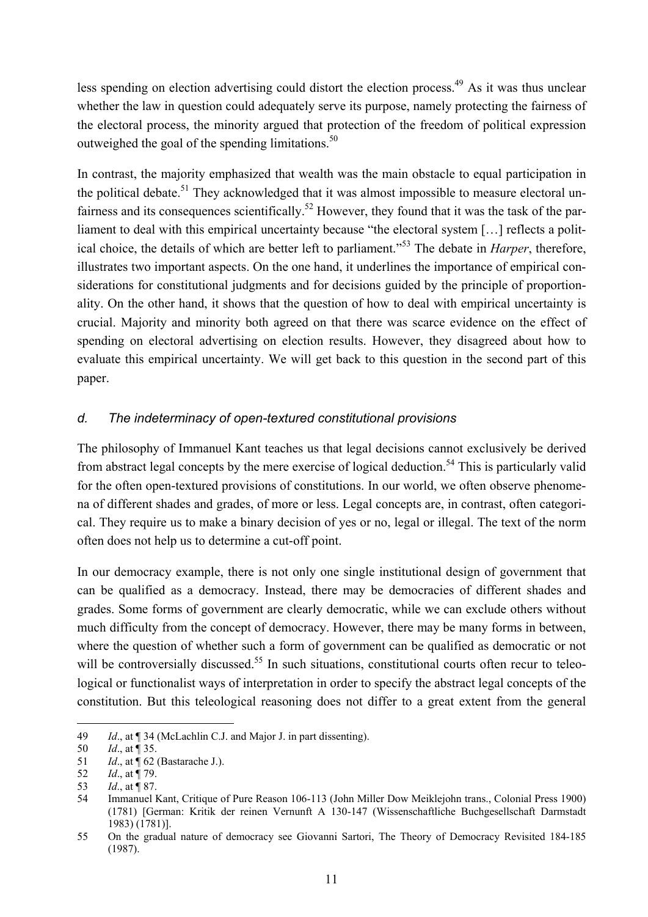less spending on election advertising could distort the election process.[49] As it was thus unclear whether the law in question could adequately serve its purpose, namely protecting the fairness of the electoral process, the minority argued that protection of the freedom of political expression outweighed the goal of the spending limitations.[50]

In contrast, the majority emphasized that wealth was the main obstacle to equal participation in the political debate.[51] They acknowledged that it was almost impossible to measure electoral unfairness and its consequences scientifically.[52] However, they found that it was the task of the parliament to deal with this empirical uncertainty because "the electoral system […] reflects a political choice, the details of which are better left to parliament."[53] The debate in *Harper*, therefore, illustrates two important aspects. On the one hand, it underlines the importance of empirical considerations for constitutional judgments and for decisions guided by the principle of proportionality. On the other hand, it shows that the question of how to deal with empirical uncertainty is crucial. Majority and minority both agreed on that there was scarce evidence on the effect of spending on electoral advertising on election results. However, they disagreed about how to evaluate this empirical uncertainty. We will get back to this question in the second part of this paper.

### *d. The indeterminacy of open-textured constitutional provisions*

The philosophy of Immanuel Kant teaches us that legal decisions cannot exclusively be derived from abstract legal concepts by the mere exercise of logical deduction.[54] This is particularly valid for the often open-textured provisions of constitutions. In our world, we often observe phenomena of different shades and grades, of more or less. Legal concepts are, in contrast, often categorical. They require us to make a binary decision of yes or no, legal or illegal. The text of the norm often does not help us to determine a cut-off point.

In our democracy example, there is not only one single institutional design of government that can be qualified as a democracy. Instead, there may be democracies of different shades and grades. Some forms of government are clearly democratic, while we can exclude others without much difficulty from the concept of democracy. However, there may be many forms in between, where the question of whether such a form of government can be qualified as democratic or not will be controversially discussed.[55] In such situations, constitutional courts often recur to teleological or functionalist ways of interpretation in order to specify the abstract legal concepts of the constitution. But this teleological reasoning does not differ to a great extent from the general

---

49 *Id*., at ¶ 34 (McLachlin C.J. and Major J. in part dissenting).

50 *Id*., at ¶ 35.

51 *Id*., at ¶ 62 (Bastarache J.).

52 *Id*., at ¶ 79.

53 *Id*., at ¶ 87.

54 Immanuel Kant, Critique of Pure Reason 106-113 (John Miller Dow Meiklejohn trans., Colonial Press 1900) (1781) [German: Kritik der reinen Vernunft A 130-147 (Wissenschaftliche Buchgesellschaft Darmstadt 1983) (1781)].

55 On the gradual nature of democracy see Giovanni Sartori, The Theory of Democracy Revisited 184-185 (1987).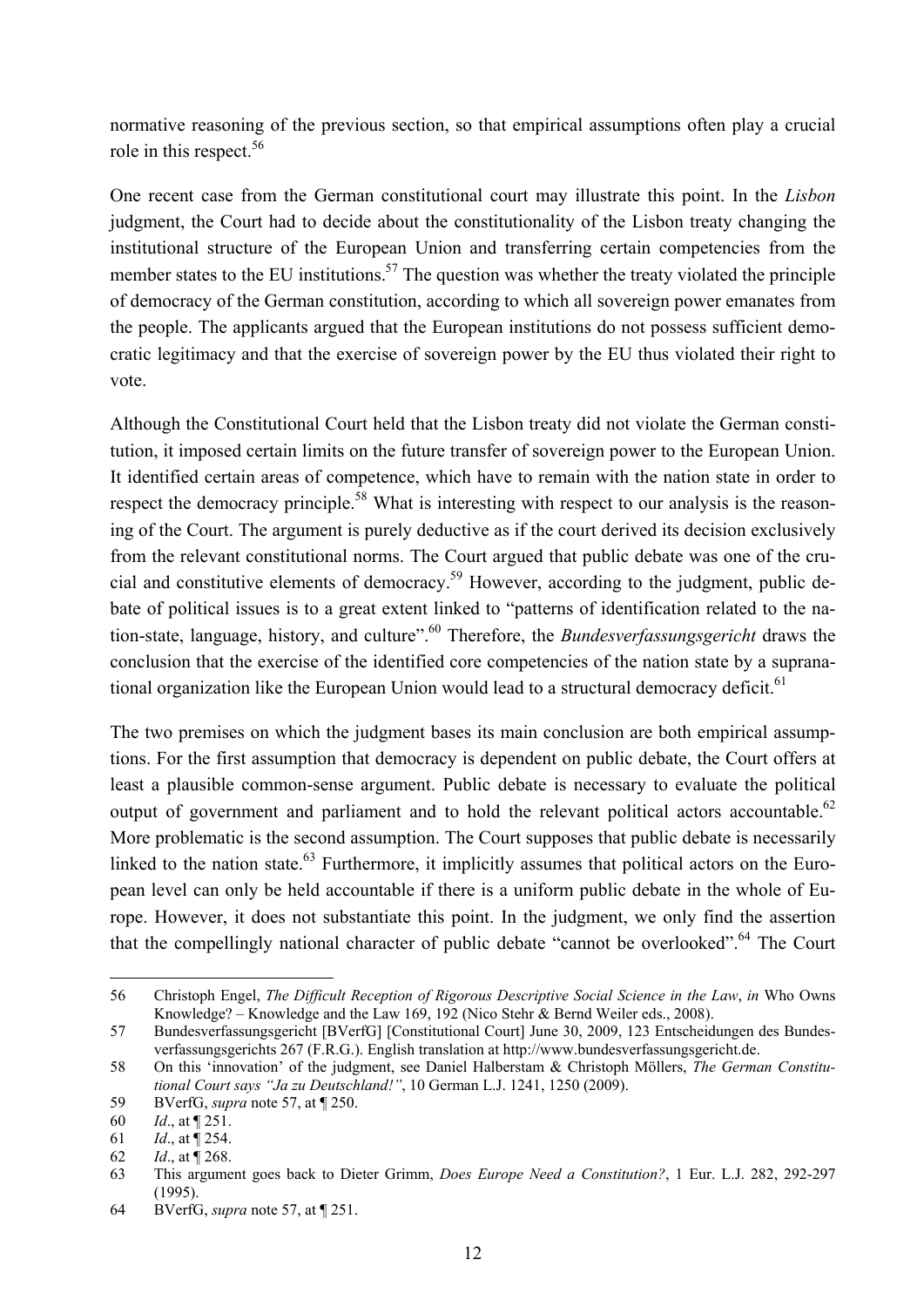normative reasoning of the previous section, so that empirical assumptions often play a crucial role in this respect.[56]

One recent case from the German constitutional court may illustrate this point. In the *Lisbon* judgment, the Court had to decide about the constitutionality of the Lisbon treaty changing the institutional structure of the European Union and transferring certain competencies from the member states to the EU institutions.[57] The question was whether the treaty violated the principle of democracy of the German constitution, according to which all sovereign power emanates from the people. The applicants argued that the European institutions do not possess sufficient democratic legitimacy and that the exercise of sovereign power by the EU thus violated their right to vote.

Although the Constitutional Court held that the Lisbon treaty did not violate the German constitution, it imposed certain limits on the future transfer of sovereign power to the European Union. It identified certain areas of competence, which have to remain with the nation state in order to respect the democracy principle.[58] What is interesting with respect to our analysis is the reasoning of the Court. The argument is purely deductive as if the court derived its decision exclusively from the relevant constitutional norms. The Court argued that public debate was one of the crucial and constitutive elements of democracy.[59] However, according to the judgment, public debate of political issues is to a great extent linked to "patterns of identification related to the nation-state, language, history, and culture".[60] Therefore, the *Bundesverfassungsgericht* draws the conclusion that the exercise of the identified core competencies of the nation state by a supranational organization like the European Union would lead to a structural democracy deficit.[61]

The two premises on which the judgment bases its main conclusion are both empirical assumptions. For the first assumption that democracy is dependent on public debate, the Court offers at least a plausible common-sense argument. Public debate is necessary to evaluate the political output of government and parliament and to hold the relevant political actors accountable.[62] More problematic is the second assumption. The Court supposes that public debate is necessarily linked to the nation state.[63] Furthermore, it implicitly assumes that political actors on the European level can only be held accountable if there is a uniform public debate in the whole of Europe. However, it does not substantiate this point. In the judgment, we only find the assertion that the compellingly national character of public debate "cannot be overlooked".[64] The Court

---

56 Christoph Engel, *The Difficult Reception of Rigorous Descriptive Social Science in the Law*, *in* Who Owns Knowledge? – Knowledge and the Law 169, 192 (Nico Stehr & Bernd Weiler eds., 2008).

57 Bundesverfassungsgericht [BVerfG] [Constitutional Court] June 30, 2009, 123 Entscheidungen des Bundesverfassungsgerichts 267 (F.R.G.). English translation at http://www.bundesverfassungsgericht.de.

58 On this 'innovation' of the judgment, see Daniel Halberstam & Christoph Möllers, *The German Constitutional Court says "Ja zu Deutschland!"*, 10 German L.J. 1241, 1250 (2009).

59 BVerfG, *supra* note 57, at ¶ 250.

60 *Id*., at ¶ 251.

61 *Id*., at ¶ 254.

62 *Id*., at ¶ 268.

63 This argument goes back to Dieter Grimm, *Does Europe Need a Constitution?*, 1 Eur. L.J. 282, 292-297 (1995).

64 BVerfG, *supra* note 57, at ¶ 251.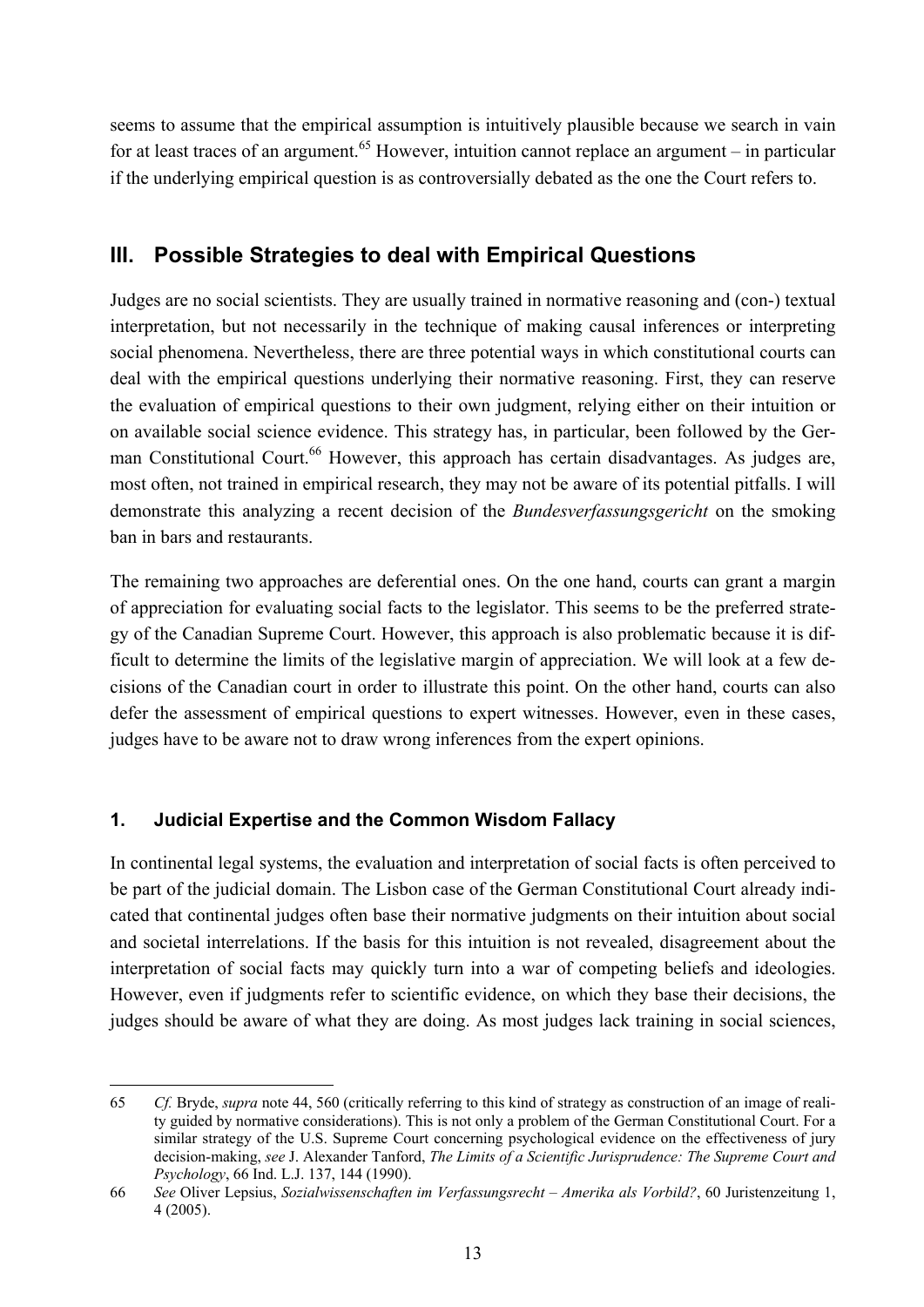seems to assume that the empirical assumption is intuitively plausible because we search in vain for at least traces of an argument.[65] However, intuition cannot replace an argument – in particular if the underlying empirical question is as controversially debated as the one the Court refers to.

## III. Possible Strategies to deal with Empirical Questions

Judges are no social scientists. They are usually trained in normative reasoning and (con-) textual interpretation, but not necessarily in the technique of making causal inferences or interpreting social phenomena. Nevertheless, there are three potential ways in which constitutional courts can deal with the empirical questions underlying their normative reasoning. First, they can reserve the evaluation of empirical questions to their own judgment, relying either on their intuition or on available social science evidence. This strategy has, in particular, been followed by the German Constitutional Court.[66] However, this approach has certain disadvantages. As judges are, most often, not trained in empirical research, they may not be aware of its potential pitfalls. I will demonstrate this analyzing a recent decision of the *Bundesverfassungsgericht* on the smoking ban in bars and restaurants.

The remaining two approaches are deferential ones. On the one hand, courts can grant a margin of appreciation for evaluating social facts to the legislator. This seems to be the preferred strategy of the Canadian Supreme Court. However, this approach is also problematic because it is difficult to determine the limits of the legislative margin of appreciation. We will look at a few decisions of the Canadian court in order to illustrate this point. On the other hand, courts can also defer the assessment of empirical questions to expert witnesses. However, even in these cases, judges have to be aware not to draw wrong inferences from the expert opinions.

### 1. Judicial Expertise and the Common Wisdom Fallacy

In continental legal systems, the evaluation and interpretation of social facts is often perceived to be part of the judicial domain. The Lisbon case of the German Constitutional Court already indicated that continental judges often base their normative judgments on their intuition about social and societal interrelations. If the basis for this intuition is not revealed, disagreement about the interpretation of social facts may quickly turn into a war of competing beliefs and ideologies. However, even if judgments refer to scientific evidence, on which they base their decisions, the judges should be aware of what they are doing. As most judges lack training in social sciences,

---

65 *Cf.* Bryde, *supra* note 44, 560 (critically referring to this kind of strategy as construction of an image of reality guided by normative considerations). This is not only a problem of the German Constitutional Court. For a similar strategy of the U.S. Supreme Court concerning psychological evidence on the effectiveness of jury decision-making, *see* J. Alexander Tanford, *The Limits of a Scientific Jurisprudence: The Supreme Court and Psychology*, 66 Ind. L.J. 137, 144 (1990).

66 *See* Oliver Lepsius, *Sozialwissenschaften im Verfassungsrecht – Amerika als Vorbild?*, 60 Juristenzeitung 1, 4 (2005).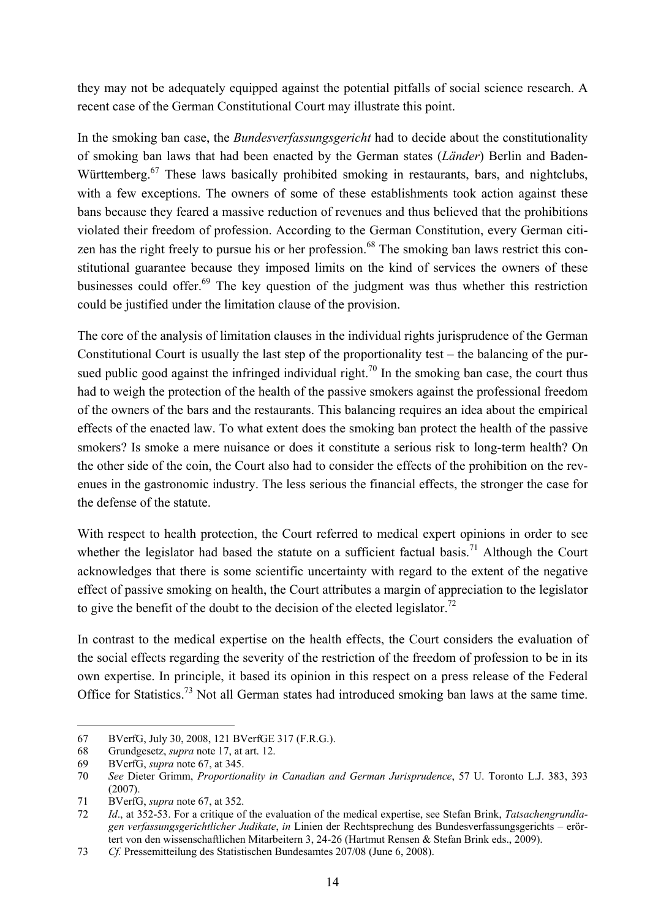they may not be adequately equipped against the potential pitfalls of social science research. A recent case of the German Constitutional Court may illustrate this point.

In the smoking ban case, the *Bundesverfassungsgericht* had to decide about the constitutionality of smoking ban laws that had been enacted by the German states (*Länder*) Berlin and Baden-Württemberg.[67] These laws basically prohibited smoking in restaurants, bars, and nightclubs, with a few exceptions. The owners of some of these establishments took action against these bans because they feared a massive reduction of revenues and thus believed that the prohibitions violated their freedom of profession. According to the German Constitution, every German citizen has the right freely to pursue his or her profession.[68] The smoking ban laws restrict this constitutional guarantee because they imposed limits on the kind of services the owners of these businesses could offer.[69] The key question of the judgment was thus whether this restriction could be justified under the limitation clause of the provision.

The core of the analysis of limitation clauses in the individual rights jurisprudence of the German Constitutional Court is usually the last step of the proportionality test – the balancing of the pursued public good against the infringed individual right.[70] In the smoking ban case, the court thus had to weigh the protection of the health of the passive smokers against the professional freedom of the owners of the bars and the restaurants. This balancing requires an idea about the empirical effects of the enacted law. To what extent does the smoking ban protect the health of the passive smokers? Is smoke a mere nuisance or does it constitute a serious risk to long-term health? On the other side of the coin, the Court also had to consider the effects of the prohibition on the revenues in the gastronomic industry. The less serious the financial effects, the stronger the case for the defense of the statute.

With respect to health protection, the Court referred to medical expert opinions in order to see whether the legislator had based the statute on a sufficient factual basis.[71] Although the Court acknowledges that there is some scientific uncertainty with regard to the extent of the negative effect of passive smoking on health, the Court attributes a margin of appreciation to the legislator to give the benefit of the doubt to the decision of the elected legislator.[72]

In contrast to the medical expertise on the health effects, the Court considers the evaluation of the social effects regarding the severity of the restriction of the freedom of profession to be in its own expertise. In principle, it based its opinion in this respect on a press release of the Federal Office for Statistics.[73] Not all German states had introduced smoking ban laws at the same time.

---

67 BVerfG, July 30, 2008, 121 BVerfGE 317 (F.R.G.).

68 Grundgesetz, *supra* note 17, at art. 12.

69 BVerfG, *supra* note 67, at 345.

70 *See* Dieter Grimm, *Proportionality in Canadian and German Jurisprudence*, 57 U. Toronto L.J. 383, 393 (2007).

71 BVerfG, *supra* note 67, at 352.

72 *Id*., at 352-53. For a critique of the evaluation of the medical expertise, see Stefan Brink, *Tatsachengrundlagen verfassungsgerichtlicher Judikate*, *in* Linien der Rechtsprechung des Bundesverfassungsgerichts – erörtert von den wissenschaftlichen Mitarbeitern 3, 24-26 (Hartmut Rensen & Stefan Brink eds., 2009).

73 *Cf.* Pressemitteilung des Statistischen Bundesamtes 207/08 (June 6, 2008).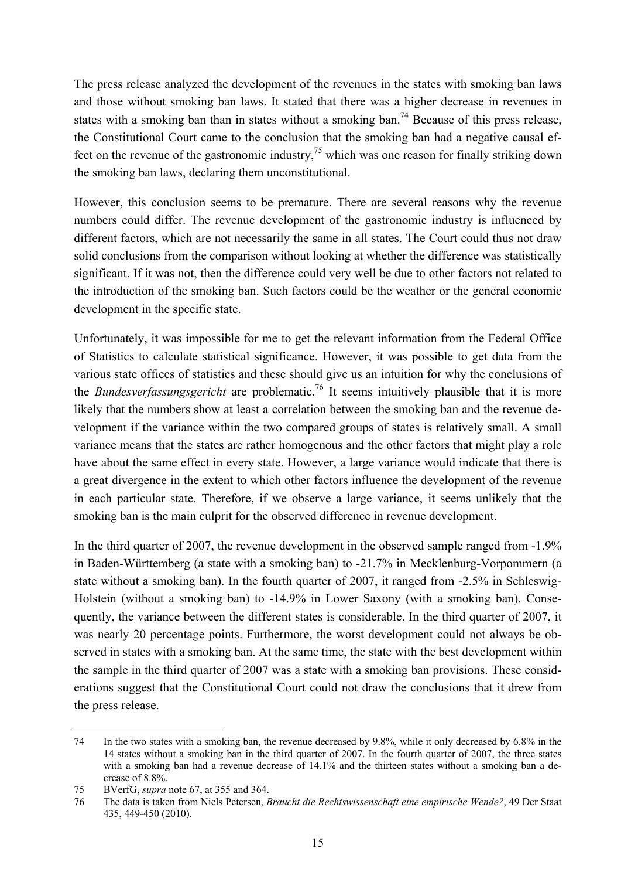The press release analyzed the development of the revenues in the states with smoking ban laws and those without smoking ban laws. It stated that there was a higher decrease in revenues in states with a smoking ban than in states without a smoking ban.[74] Because of this press release, the Constitutional Court came to the conclusion that the smoking ban had a negative causal effect on the revenue of the gastronomic industry,[75] which was one reason for finally striking down the smoking ban laws, declaring them unconstitutional.

However, this conclusion seems to be premature. There are several reasons why the revenue numbers could differ. The revenue development of the gastronomic industry is influenced by different factors, which are not necessarily the same in all states. The Court could thus not draw solid conclusions from the comparison without looking at whether the difference was statistically significant. If it was not, then the difference could very well be due to other factors not related to the introduction of the smoking ban. Such factors could be the weather or the general economic development in the specific state.

Unfortunately, it was impossible for me to get the relevant information from the Federal Office of Statistics to calculate statistical significance. However, it was possible to get data from the various state offices of statistics and these should give us an intuition for why the conclusions of the *Bundesverfassungsgericht* are problematic.[76] It seems intuitively plausible that it is more likely that the numbers show at least a correlation between the smoking ban and the revenue development if the variance within the two compared groups of states is relatively small. A small variance means that the states are rather homogenous and the other factors that might play a role have about the same effect in every state. However, a large variance would indicate that there is a great divergence in the extent to which other factors influence the development of the revenue in each particular state. Therefore, if we observe a large variance, it seems unlikely that the smoking ban is the main culprit for the observed difference in revenue development.

In the third quarter of 2007, the revenue development in the observed sample ranged from -1.9% in Baden-Württemberg (a state with a smoking ban) to -21.7% in Mecklenburg-Vorpommern (a state without a smoking ban). In the fourth quarter of 2007, it ranged from -2.5% in Schleswig-Holstein (without a smoking ban) to -14.9% in Lower Saxony (with a smoking ban). Consequently, the variance between the different states is considerable. In the third quarter of 2007, it was nearly 20 percentage points. Furthermore, the worst development could not always be observed in states with a smoking ban. At the same time, the state with the best development within the sample in the third quarter of 2007 was a state with a smoking ban provisions. These considerations suggest that the Constitutional Court could not draw the conclusions that it drew from the press release.

---

74 In the two states with a smoking ban, the revenue decreased by 9.8%, while it only decreased by 6.8% in the 14 states without a smoking ban in the third quarter of 2007. In the fourth quarter of 2007, the three states with a smoking ban had a revenue decrease of 14.1% and the thirteen states without a smoking ban a decrease of 8.8%.

75 BVerfG, *supra* note 67, at 355 and 364.

76 The data is taken from Niels Petersen, *Braucht die Rechtswissenschaft eine empirische Wende?*, 49 Der Staat 435, 449-450 (2010).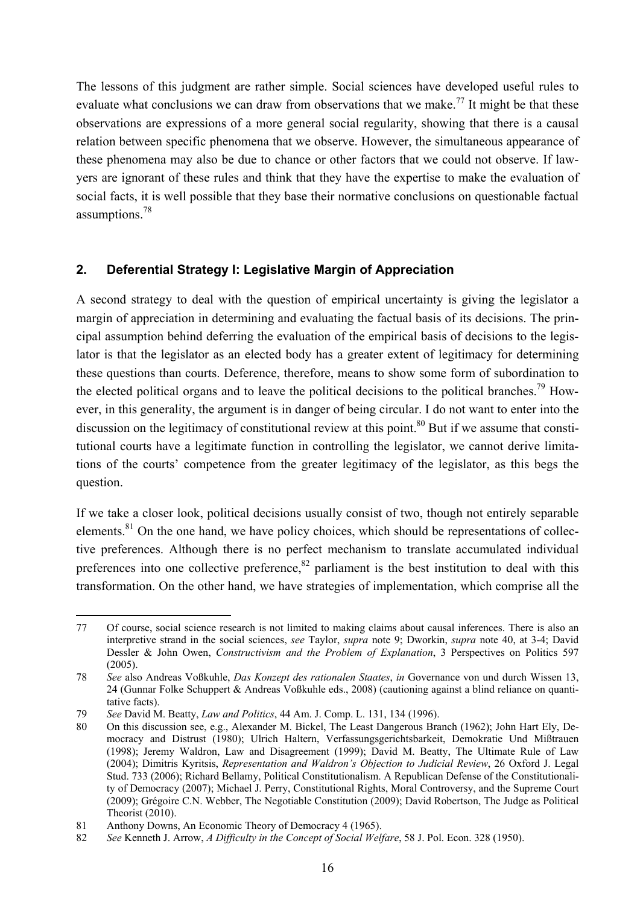The lessons of this judgment are rather simple. Social sciences have developed useful rules to evaluate what conclusions we can draw from observations that we make.[77] It might be that these observations are expressions of a more general social regularity, showing that there is a causal relation between specific phenomena that we observe. However, the simultaneous appearance of these phenomena may also be due to chance or other factors that we could not observe. If lawyers are ignorant of these rules and think that they have the expertise to make the evaluation of social facts, it is well possible that they base their normative conclusions on questionable factual assumptions.[78]

## 2. Deferential Strategy I: Legislative Margin of Appreciation

A second strategy to deal with the question of empirical uncertainty is giving the legislator a margin of appreciation in determining and evaluating the factual basis of its decisions. The principal assumption behind deferring the evaluation of the empirical basis of decisions to the legislator is that the legislator as an elected body has a greater extent of legitimacy for determining these questions than courts. Deference, therefore, means to show some form of subordination to the elected political organs and to leave the political decisions to the political branches.[79] However, in this generality, the argument is in danger of being circular. I do not want to enter into the discussion on the legitimacy of constitutional review at this point.[80] But if we assume that constitutional courts have a legitimate function in controlling the legislator, we cannot derive limitations of the courts' competence from the greater legitimacy of the legislator, as this begs the question.

If we take a closer look, political decisions usually consist of two, though not entirely separable elements.[81] On the one hand, we have policy choices, which should be representations of collective preferences. Although there is no perfect mechanism to translate accumulated individual preferences into one collective preference,[82] parliament is the best institution to deal with this transformation. On the other hand, we have strategies of implementation, which comprise all the

---

77 Of course, social science research is not limited to making claims about causal inferences. There is also an interpretive strand in the social sciences, *see* Taylor, *supra* note 9; Dworkin, *supra* note 40, at 3-4; David Dessler & John Owen, *Constructivism and the Problem of Explanation*, 3 Perspectives on Politics 597 (2005).

78 *See* also Andreas Voßkuhle, *Das Konzept des rationalen Staates*, *in* Governance von und durch Wissen 13, 24 (Gunnar Folke Schuppert & Andreas Voßkuhle eds., 2008) (cautioning against a blind reliance on quantitative facts).

79 *See* David M. Beatty, *Law and Politics*, 44 Am. J. Comp. L. 131, 134 (1996).

80 On this discussion see, e.g., Alexander M. Bickel, The Least Dangerous Branch (1962); John Hart Ely, Democracy and Distrust (1980); Ulrich Haltern, Verfassungsgerichtsbarkeit, Demokratie Und Mißtrauen (1998); Jeremy Waldron, Law and Disagreement (1999); David M. Beatty, The Ultimate Rule of Law (2004); Dimitris Kyritsis, *Representation and Waldron's Objection to Judicial Review*, 26 Oxford J. Legal Stud. 733 (2006); Richard Bellamy, Political Constitutionalism. A Republican Defense of the Constitutionality of Democracy (2007); Michael J. Perry, Constitutional Rights, Moral Controversy, and the Supreme Court (2009); Grégoire C.N. Webber, The Negotiable Constitution (2009); David Robertson, The Judge as Political Theorist (2010).

81 Anthony Downs, An Economic Theory of Democracy 4 (1965).

82 *See* Kenneth J. Arrow, *A Difficulty in the Concept of Social Welfare*, 58 J. Pol. Econ. 328 (1950).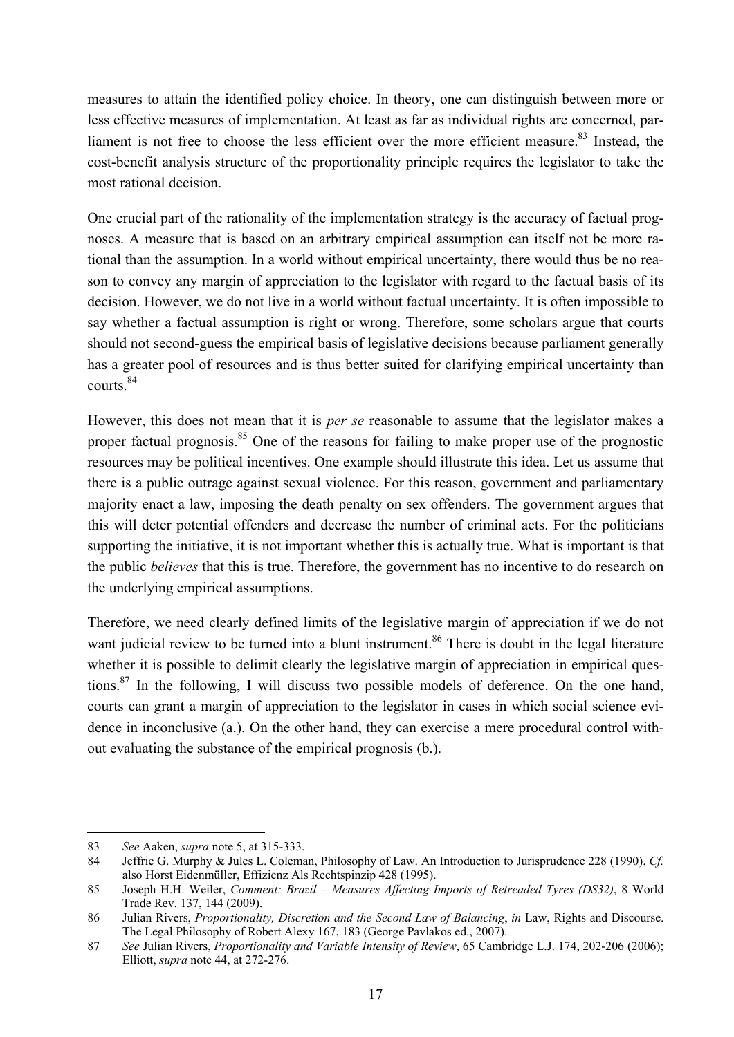measures to attain the identified policy choice. In theory, one can distinguish between more or less effective measures of implementation. At least as far as individual rights are concerned, parliament is not free to choose the less efficient over the more efficient measure.[83] Instead, the cost-benefit analysis structure of the proportionality principle requires the legislator to take the most rational decision.

One crucial part of the rationality of the implementation strategy is the accuracy of factual prognoses. A measure that is based on an arbitrary empirical assumption can itself not be more rational than the assumption. In a world without empirical uncertainty, there would thus be no reason to convey any margin of appreciation to the legislator with regard to the factual basis of its decision. However, we do not live in a world without factual uncertainty. It is often impossible to say whether a factual assumption is right or wrong. Therefore, some scholars argue that courts should not second-guess the empirical basis of legislative decisions because parliament generally has a greater pool of resources and is thus better suited for clarifying empirical uncertainty than courts.[84]

However, this does not mean that it is *per se* reasonable to assume that the legislator makes a proper factual prognosis.[85] One of the reasons for failing to make proper use of the prognostic resources may be political incentives. One example should illustrate this idea. Let us assume that there is a public outrage against sexual violence. For this reason, government and parliamentary majority enact a law, imposing the death penalty on sex offenders. The government argues that this will deter potential offenders and decrease the number of criminal acts. For the politicians supporting the initiative, it is not important whether this is actually true. What is important is that the public *believes* that this is true. Therefore, the government has no incentive to do research on the underlying empirical assumptions.

Therefore, we need clearly defined limits of the legislative margin of appreciation if we do not want judicial review to be turned into a blunt instrument.[86] There is doubt in the legal literature whether it is possible to delimit clearly the legislative margin of appreciation in empirical questions.[87] In the following, I will discuss two possible models of deference. On the one hand, courts can grant a margin of appreciation to the legislator in cases in which social science evidence in inconclusive (a.). On the other hand, they can exercise a mere procedural control without evaluating the substance of the empirical prognosis (b.).

---

83 *See* Aaken, *supra* note 5, at 315-333.

84 Jeffrie G. Murphy & Jules L. Coleman, Philosophy of Law. An Introduction to Jurisprudence 228 (1990). *Cf.* also Horst Eidenmüller, Effizienz Als Rechtspinzip 428 (1995).

85 Joseph H.H. Weiler, *Comment: Brazil – Measures Affecting Imports of Retreaded Tyres (DS32)*, 8 World Trade Rev. 137, 144 (2009).

86 Julian Rivers, *Proportionality, Discretion and the Second Law of Balancing*, *in* Law, Rights and Discourse. The Legal Philosophy of Robert Alexy 167, 183 (George Pavlakos ed., 2007).

87 *See* Julian Rivers, *Proportionality and Variable Intensity of Review*, 65 Cambridge L.J. 174, 202-206 (2006); Elliott, *supra* note 44, at 272-276.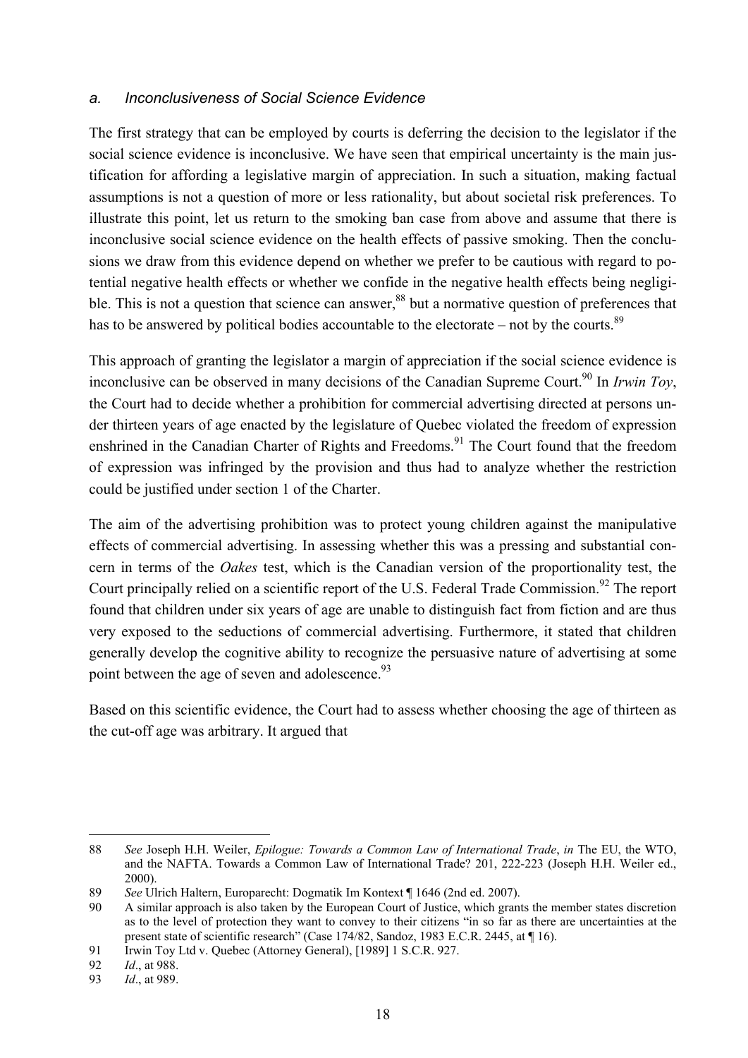### a. *Inconclusiveness of Social Science Evidence*

The first strategy that can be employed by courts is deferring the decision to the legislator if the social science evidence is inconclusive. We have seen that empirical uncertainty is the main justification for affording a legislative margin of appreciation. In such a situation, making factual assumptions is not a question of more or less rationality, but about societal risk preferences. To illustrate this point, let us return to the smoking ban case from above and assume that there is inconclusive social science evidence on the health effects of passive smoking. Then the conclusions we draw from this evidence depend on whether we prefer to be cautious with regard to potential negative health effects or whether we confide in the negative health effects being negligible. This is not a question that science can answer,[88] but a normative question of preferences that has to be answered by political bodies accountable to the electorate – not by the courts.[89]

This approach of granting the legislator a margin of appreciation if the social science evidence is inconclusive can be observed in many decisions of the Canadian Supreme Court.[90] In *Irwin Toy*, the Court had to decide whether a prohibition for commercial advertising directed at persons under thirteen years of age enacted by the legislature of Quebec violated the freedom of expression enshrined in the Canadian Charter of Rights and Freedoms.[91] The Court found that the freedom of expression was infringed by the provision and thus had to analyze whether the restriction could be justified under section 1 of the Charter.

The aim of the advertising prohibition was to protect young children against the manipulative effects of commercial advertising. In assessing whether this was a pressing and substantial concern in terms of the *Oakes* test, which is the Canadian version of the proportionality test, the Court principally relied on a scientific report of the U.S. Federal Trade Commission.[92] The report found that children under six years of age are unable to distinguish fact from fiction and are thus very exposed to the seductions of commercial advertising. Furthermore, it stated that children generally develop the cognitive ability to recognize the persuasive nature of advertising at some point between the age of seven and adolescence.[93]

Based on this scientific evidence, the Court had to assess whether choosing the age of thirteen as the cut-off age was arbitrary. It argued that

---

88 *See* Joseph H.H. Weiler, *Epilogue: Towards a Common Law of International Trade*, *in* The EU, the WTO, and the NAFTA. Towards a Common Law of International Trade? 201, 222-223 (Joseph H.H. Weiler ed., 2000).

89 *See* Ulrich Haltern, Europarecht: Dogmatik Im Kontext ¶ 1646 (2nd ed. 2007).

90 A similar approach is also taken by the European Court of Justice, which grants the member states discretion as to the level of protection they want to convey to their citizens "in so far as there are uncertainties at the present state of scientific research" (Case 174/82, Sandoz, 1983 E.C.R. 2445, at ¶ 16).

91 Irwin Toy Ltd v. Quebec (Attorney General), [1989] 1 S.C.R. 927.

92 *Id*., at 988.

93 *Id*., at 989.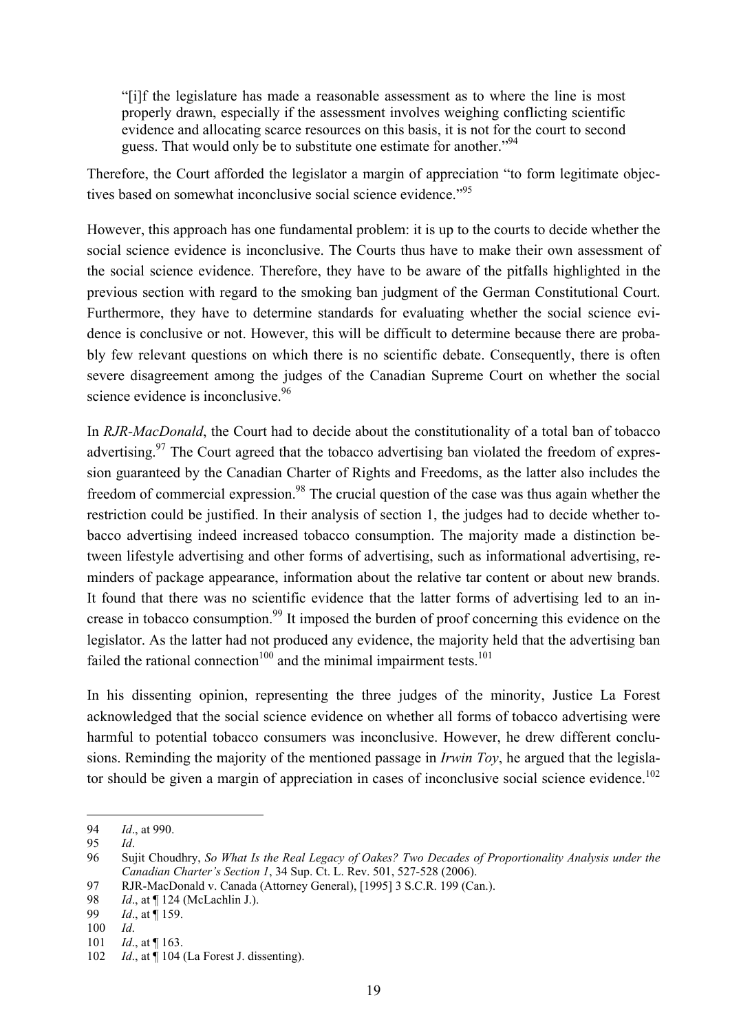> "[i]f the legislature has made a reasonable assessment as to where the line is most properly drawn, especially if the assessment involves weighing conflicting scientific evidence and allocating scarce resources on this basis, it is not for the court to second guess. That would only be to substitute one estimate for another."[94]

Therefore, the Court afforded the legislator a margin of appreciation "to form legitimate objectives based on somewhat inconclusive social science evidence."[95]

However, this approach has one fundamental problem: it is up to the courts to decide whether the social science evidence is inconclusive. The Courts thus have to make their own assessment of the social science evidence. Therefore, they have to be aware of the pitfalls highlighted in the previous section with regard to the smoking ban judgment of the German Constitutional Court. Furthermore, they have to determine standards for evaluating whether the social science evidence is conclusive or not. However, this will be difficult to determine because there are probably few relevant questions on which there is no scientific debate. Consequently, there is often severe disagreement among the judges of the Canadian Supreme Court on whether the social science evidence is inconclusive.[96]

In *RJR-MacDonald*, the Court had to decide about the constitutionality of a total ban of tobacco advertising.[97] The Court agreed that the tobacco advertising ban violated the freedom of expression guaranteed by the Canadian Charter of Rights and Freedoms, as the latter also includes the freedom of commercial expression.[98] The crucial question of the case was thus again whether the restriction could be justified. In their analysis of section 1, the judges had to decide whether tobacco advertising indeed increased tobacco consumption. The majority made a distinction between lifestyle advertising and other forms of advertising, such as informational advertising, reminders of package appearance, information about the relative tar content or about new brands. It found that there was no scientific evidence that the latter forms of advertising led to an increase in tobacco consumption.[99] It imposed the burden of proof concerning this evidence on the legislator. As the latter had not produced any evidence, the majority held that the advertising ban failed the rational connection[100] and the minimal impairment tests.[101]

In his dissenting opinion, representing the three judges of the minority, Justice La Forest acknowledged that the social science evidence on whether all forms of tobacco advertising were harmful to potential tobacco consumers was inconclusive. However, he drew different conclusions. Reminding the majority of the mentioned passage in *Irwin Toy*, he argued that the legislator should be given a margin of appreciation in cases of inconclusive social science evidence.[102]

---

94 *Id*., at 990.

95 *Id*.

96 Sujit Choudhry, *So What Is the Real Legacy of Oakes? Two Decades of Proportionality Analysis under the Canadian Charter's Section 1*, 34 Sup. Ct. L. Rev. 501, 527-528 (2006).

97 RJR-MacDonald v. Canada (Attorney General), [1995] 3 S.C.R. 199 (Can.).

98 *Id*., at ¶ 124 (McLachlin J.).

99 *Id*., at ¶ 159.

100 *Id*.

101 *Id*., at ¶ 163.

102 *Id*., at ¶ 104 (La Forest J. dissenting).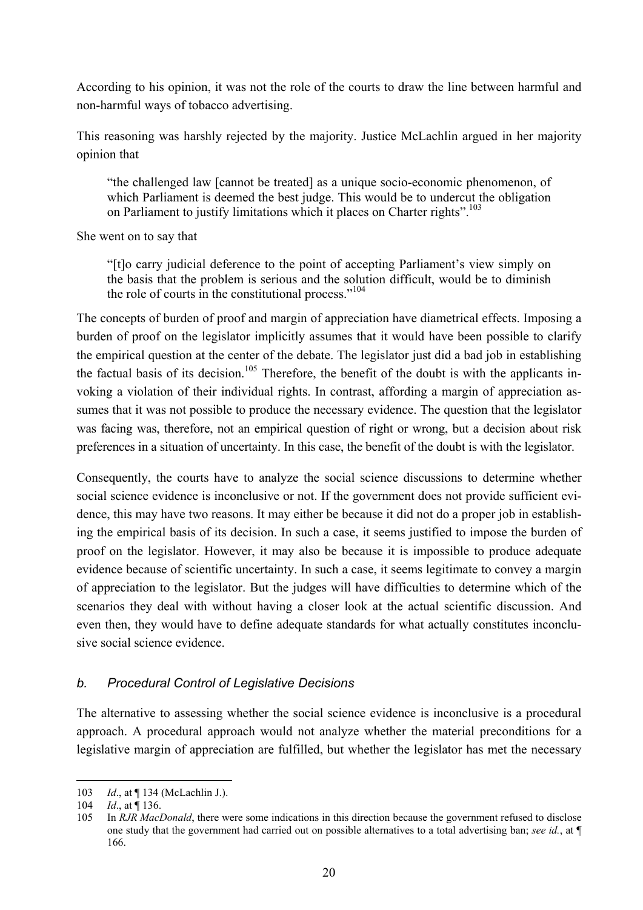According to his opinion, it was not the role of the courts to draw the line between harmful and non-harmful ways of tobacco advertising.

This reasoning was harshly rejected by the majority. Justice McLachlin argued in her majority opinion that

> "the challenged law [cannot be treated] as a unique socio-economic phenomenon, of which Parliament is deemed the best judge. This would be to undercut the obligation on Parliament to justify limitations which it places on Charter rights".[103]

She went on to say that

> "[t]o carry judicial deference to the point of accepting Parliament's view simply on the basis that the problem is serious and the solution difficult, would be to diminish the role of courts in the constitutional process."[104]

The concepts of burden of proof and margin of appreciation have diametrical effects. Imposing a burden of proof on the legislator implicitly assumes that it would have been possible to clarify the empirical question at the center of the debate. The legislator just did a bad job in establishing the factual basis of its decision.[105] Therefore, the benefit of the doubt is with the applicants invoking a violation of their individual rights. In contrast, affording a margin of appreciation assumes that it was not possible to produce the necessary evidence. The question that the legislator was facing was, therefore, not an empirical question of right or wrong, but a decision about risk preferences in a situation of uncertainty. In this case, the benefit of the doubt is with the legislator.

Consequently, the courts have to analyze the social science discussions to determine whether social science evidence is inconclusive or not. If the government does not provide sufficient evidence, this may have two reasons. It may either be because it did not do a proper job in establishing the empirical basis of its decision. In such a case, it seems justified to impose the burden of proof on the legislator. However, it may also be because it is impossible to produce adequate evidence because of scientific uncertainty. In such a case, it seems legitimate to convey a margin of appreciation to the legislator. But the judges will have difficulties to determine which of the scenarios they deal with without having a closer look at the actual scientific discussion. And even then, they would have to define adequate standards for what actually constitutes inconclusive social science evidence.

### *b. Procedural Control of Legislative Decisions*

The alternative to assessing whether the social science evidence is inconclusive is a procedural approach. A procedural approach would not analyze whether the material preconditions for a legislative margin of appreciation are fulfilled, but whether the legislator has met the necessary

---

103 *Id*., at ¶ 134 (McLachlin J.).

104 *Id*., at ¶ 136.

105 In *RJR MacDonald*, there were some indications in this direction because the government refused to disclose one study that the government had carried out on possible alternatives to a total advertising ban; *see id.*, at ¶ 166.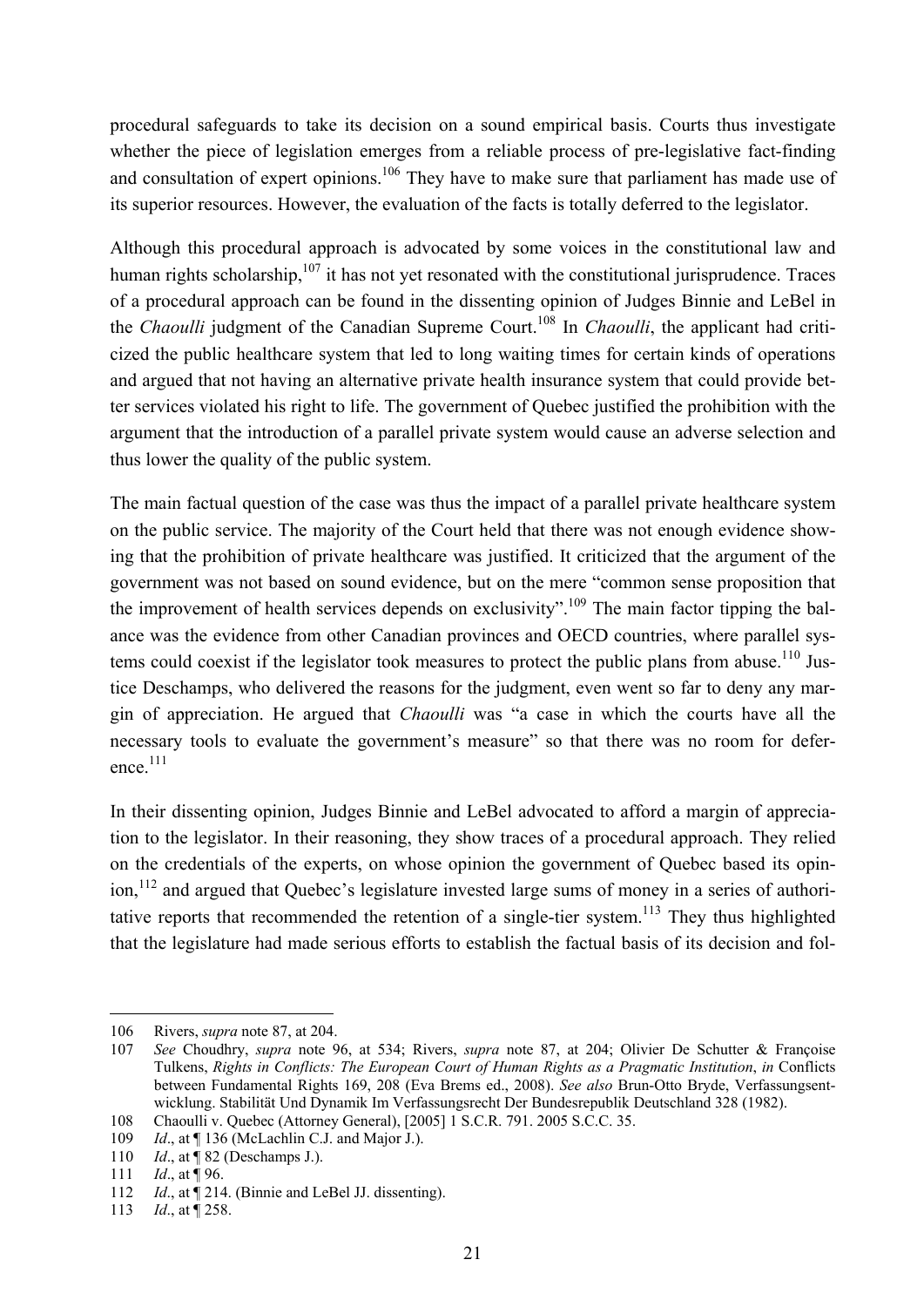procedural safeguards to take its decision on a sound empirical basis. Courts thus investigate whether the piece of legislation emerges from a reliable process of pre-legislative fact-finding and consultation of expert opinions.[106] They have to make sure that parliament has made use of its superior resources. However, the evaluation of the facts is totally deferred to the legislator.

Although this procedural approach is advocated by some voices in the constitutional law and human rights scholarship,[107] it has not yet resonated with the constitutional jurisprudence. Traces of a procedural approach can be found in the dissenting opinion of Judges Binnie and LeBel in the *Chaoulli* judgment of the Canadian Supreme Court.[108] In *Chaoulli*, the applicant had criticized the public healthcare system that led to long waiting times for certain kinds of operations and argued that not having an alternative private health insurance system that could provide better services violated his right to life. The government of Quebec justified the prohibition with the argument that the introduction of a parallel private system would cause an adverse selection and thus lower the quality of the public system.

The main factual question of the case was thus the impact of a parallel private healthcare system on the public service. The majority of the Court held that there was not enough evidence showing that the prohibition of private healthcare was justified. It criticized that the argument of the government was not based on sound evidence, but on the mere "common sense proposition that the improvement of health services depends on exclusivity".[109] The main factor tipping the balance was the evidence from other Canadian provinces and OECD countries, where parallel systems could coexist if the legislator took measures to protect the public plans from abuse.[110] Justice Deschamps, who delivered the reasons for the judgment, even went so far to deny any margin of appreciation. He argued that *Chaoulli* was "a case in which the courts have all the necessary tools to evaluate the government's measure" so that there was no room for deference.[111]

In their dissenting opinion, Judges Binnie and LeBel advocated to afford a margin of appreciation to the legislator. In their reasoning, they show traces of a procedural approach. They relied on the credentials of the experts, on whose opinion the government of Quebec based its opinion,[112] and argued that Quebec's legislature invested large sums of money in a series of authoritative reports that recommended the retention of a single-tier system.[113] They thus highlighted that the legislature had made serious efforts to establish the factual basis of its decision and fol-

---

106 Rivers, *supra* note 87, at 204.

107 *See* Choudhry, *supra* note 96, at 534; Rivers, *supra* note 87, at 204; Olivier De Schutter & Françoise Tulkens, *Rights in Conflicts: The European Court of Human Rights as a Pragmatic Institution*, *in* Conflicts between Fundamental Rights 169, 208 (Eva Brems ed., 2008). *See also* Brun-Otto Bryde, Verfassungsentwicklung. Stabilität Und Dynamik Im Verfassungsrecht Der Bundesrepublik Deutschland 328 (1982).

108 Chaoulli v. Quebec (Attorney General), [2005] 1 S.C.R. 791. 2005 S.C.C. 35.

109 *Id*., at ¶ 136 (McLachlin C.J. and Major J.).

110 *Id*., at ¶ 82 (Deschamps J.).

111 *Id*., at ¶ 96.

112 *Id*., at ¶ 214. (Binnie and LeBel JJ. dissenting).

113 *Id*., at ¶ 258.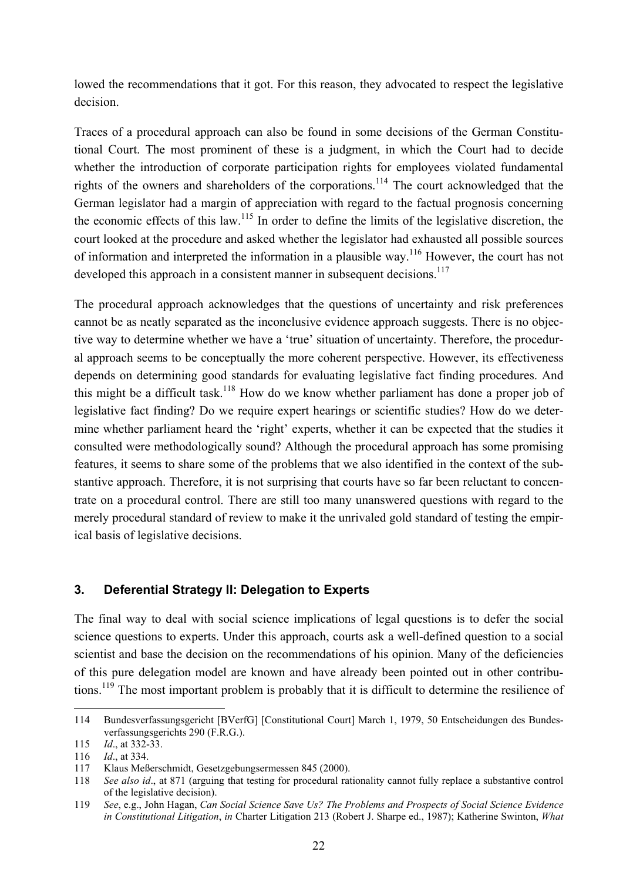lowed the recommendations that it got. For this reason, they advocated to respect the legislative decision.

Traces of a procedural approach can also be found in some decisions of the German Constitutional Court. The most prominent of these is a judgment, in which the Court had to decide whether the introduction of corporate participation rights for employees violated fundamental rights of the owners and shareholders of the corporations.[114] The court acknowledged that the German legislator had a margin of appreciation with regard to the factual prognosis concerning the economic effects of this law.[115] In order to define the limits of the legislative discretion, the court looked at the procedure and asked whether the legislator had exhausted all possible sources of information and interpreted the information in a plausible way.[116] However, the court has not developed this approach in a consistent manner in subsequent decisions.[117]

The procedural approach acknowledges that the questions of uncertainty and risk preferences cannot be as neatly separated as the inconclusive evidence approach suggests. There is no objective way to determine whether we have a 'true' situation of uncertainty. Therefore, the procedural approach seems to be conceptually the more coherent perspective. However, its effectiveness depends on determining good standards for evaluating legislative fact finding procedures. And this might be a difficult task.[118] How do we know whether parliament has done a proper job of legislative fact finding? Do we require expert hearings or scientific studies? How do we determine whether parliament heard the 'right' experts, whether it can be expected that the studies it consulted were methodologically sound? Although the procedural approach has some promising features, it seems to share some of the problems that we also identified in the context of the substantive approach. Therefore, it is not surprising that courts have so far been reluctant to concentrate on a procedural control. There are still too many unanswered questions with regard to the merely procedural standard of review to make it the unrivaled gold standard of testing the empirical basis of legislative decisions.

### 3. Deferential Strategy II: Delegation to Experts

The final way to deal with social science implications of legal questions is to defer the social science questions to experts. Under this approach, courts ask a well-defined question to a social scientist and base the decision on the recommendations of his opinion. Many of the deficiencies of this pure delegation model are known and have already been pointed out in other contributions.[119] The most important problem is probably that it is difficult to determine the resilience of

---

114 Bundesverfassungsgericht [BVerfG] [Constitutional Court] March 1, 1979, 50 Entscheidungen des Bundesverfassungsgerichts 290 (F.R.G.).

115 *Id*., at 332-33.

116 *Id*., at 334.

117 Klaus Meßerschmidt, Gesetzgebungsermessen 845 (2000).

118 *See also id*., at 871 (arguing that testing for procedural rationality cannot fully replace a substantive control of the legislative decision).

119 *See*, e.g., John Hagan, *Can Social Science Save Us? The Problems and Prospects of Social Science Evidence in Constitutional Litigation*, *in* Charter Litigation 213 (Robert J. Sharpe ed., 1987); Katherine Swinton, *What*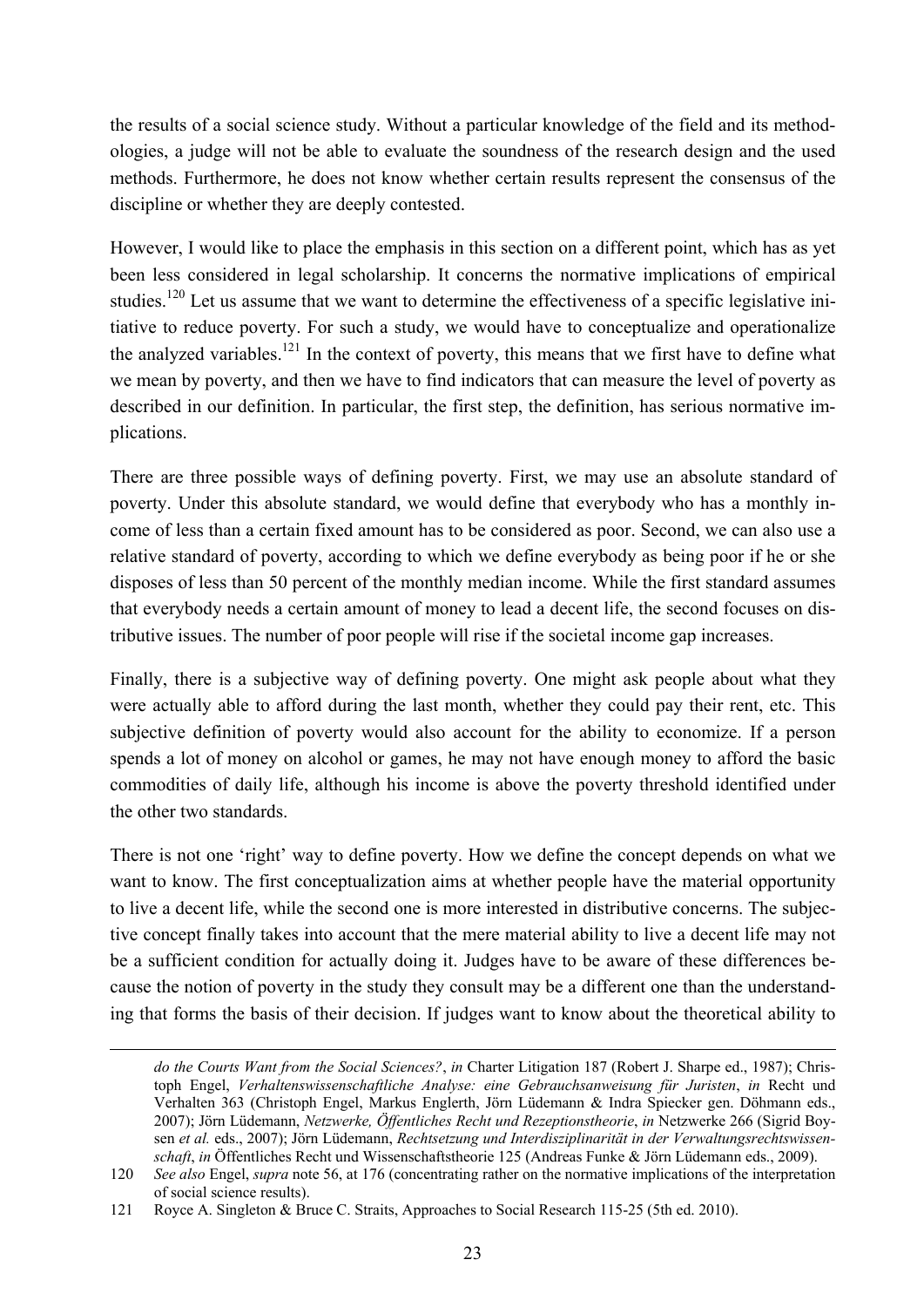the results of a social science study. Without a particular knowledge of the field and its methodologies, a judge will not be able to evaluate the soundness of the research design and the used methods. Furthermore, he does not know whether certain results represent the consensus of the discipline or whether they are deeply contested.

However, I would like to place the emphasis in this section on a different point, which has as yet been less considered in legal scholarship. It concerns the normative implications of empirical studies.[120] Let us assume that we want to determine the effectiveness of a specific legislative initiative to reduce poverty. For such a study, we would have to conceptualize and operationalize the analyzed variables.[121] In the context of poverty, this means that we first have to define what we mean by poverty, and then we have to find indicators that can measure the level of poverty as described in our definition. In particular, the first step, the definition, has serious normative implications.

There are three possible ways of defining poverty. First, we may use an absolute standard of poverty. Under this absolute standard, we would define that everybody who has a monthly income of less than a certain fixed amount has to be considered as poor. Second, we can also use a relative standard of poverty, according to which we define everybody as being poor if he or she disposes of less than 50 percent of the monthly median income. While the first standard assumes that everybody needs a certain amount of money to lead a decent life, the second focuses on distributive issues. The number of poor people will rise if the societal income gap increases.

Finally, there is a subjective way of defining poverty. One might ask people about what they were actually able to afford during the last month, whether they could pay their rent, etc. This subjective definition of poverty would also account for the ability to economize. If a person spends a lot of money on alcohol or games, he may not have enough money to afford the basic commodities of daily life, although his income is above the poverty threshold identified under the other two standards.

There is not one 'right' way to define poverty. How we define the concept depends on what we want to know. The first conceptualization aims at whether people have the material opportunity to live a decent life, while the second one is more interested in distributive concerns. The subjective concept finally takes into account that the mere material ability to live a decent life may not be a sufficient condition for actually doing it. Judges have to be aware of these differences because the notion of poverty in the study they consult may be a different one than the understanding that forms the basis of their decision. If judges want to know about the theoretical ability to

---

*do the Courts Want from the Social Sciences?*, *in* Charter Litigation 187 (Robert J. Sharpe ed., 1987); Christoph Engel, *Verhaltenswissenschaftliche Analyse: eine Gebrauchsanweisung für Juristen*, *in* Recht und Verhalten 363 (Christoph Engel, Markus Englerth, Jörn Lüdemann & Indra Spiecker gen. Döhmann eds., 2007); Jörn Lüdemann, *Netzwerke, Öffentliches Recht und Rezeptionstheorie*, *in* Netzwerke 266 (Sigrid Boysen *et al.* eds., 2007); Jörn Lüdemann, *Rechtsetzung und Interdisziplinarität in der Verwaltungsrechtswissenschaft*, *in* Öffentliches Recht und Wissenschaftstheorie 125 (Andreas Funke & Jörn Lüdemann eds., 2009).

120 *See also* Engel, *supra* note 56, at 176 (concentrating rather on the normative implications of the interpretation of social science results).

121 Royce A. Singleton & Bruce C. Straits, Approaches to Social Research 115-25 (5th ed. 2010).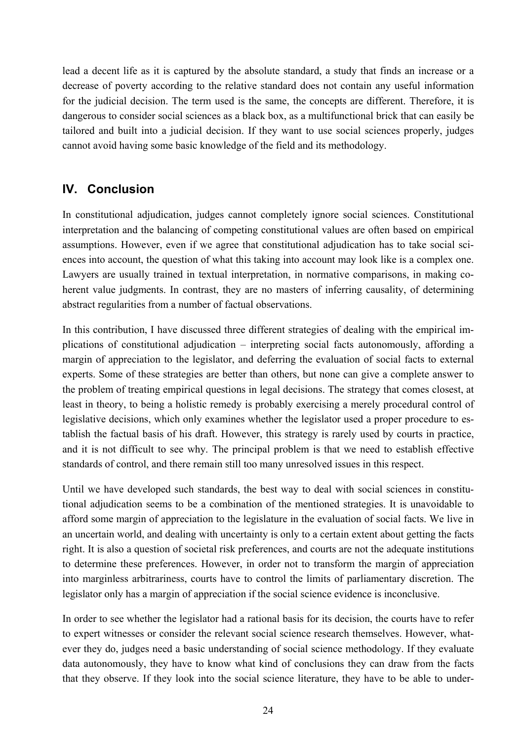lead a decent life as it is captured by the absolute standard, a study that finds an increase or a decrease of poverty according to the relative standard does not contain any useful information for the judicial decision. The term used is the same, the concepts are different. Therefore, it is dangerous to consider social sciences as a black box, as a multifunctional brick that can easily be tailored and built into a judicial decision. If they want to use social sciences properly, judges cannot avoid having some basic knowledge of the field and its methodology.

## IV. Conclusion

In constitutional adjudication, judges cannot completely ignore social sciences. Constitutional interpretation and the balancing of competing constitutional values are often based on empirical assumptions. However, even if we agree that constitutional adjudication has to take social sciences into account, the question of what this taking into account may look like is a complex one. Lawyers are usually trained in textual interpretation, in normative comparisons, in making coherent value judgments. In contrast, they are no masters of inferring causality, of determining abstract regularities from a number of factual observations.

In this contribution, I have discussed three different strategies of dealing with the empirical implications of constitutional adjudication – interpreting social facts autonomously, affording a margin of appreciation to the legislator, and deferring the evaluation of social facts to external experts. Some of these strategies are better than others, but none can give a complete answer to the problem of treating empirical questions in legal decisions. The strategy that comes closest, at least in theory, to being a holistic remedy is probably exercising a merely procedural control of legislative decisions, which only examines whether the legislator used a proper procedure to establish the factual basis of his draft. However, this strategy is rarely used by courts in practice, and it is not difficult to see why. The principal problem is that we need to establish effective standards of control, and there remain still too many unresolved issues in this respect.

Until we have developed such standards, the best way to deal with social sciences in constitutional adjudication seems to be a combination of the mentioned strategies. It is unavoidable to afford some margin of appreciation to the legislature in the evaluation of social facts. We live in an uncertain world, and dealing with uncertainty is only to a certain extent about getting the facts right. It is also a question of societal risk preferences, and courts are not the adequate institutions to determine these preferences. However, in order not to transform the margin of appreciation into marginless arbitrariness, courts have to control the limits of parliamentary discretion. The legislator only has a margin of appreciation if the social science evidence is inconclusive.

In order to see whether the legislator had a rational basis for its decision, the courts have to refer to expert witnesses or consider the relevant social science research themselves. However, whatever they do, judges need a basic understanding of social science methodology. If they evaluate data autonomously, they have to know what kind of conclusions they can draw from the facts that they observe. If they look into the social science literature, they have to be able to under-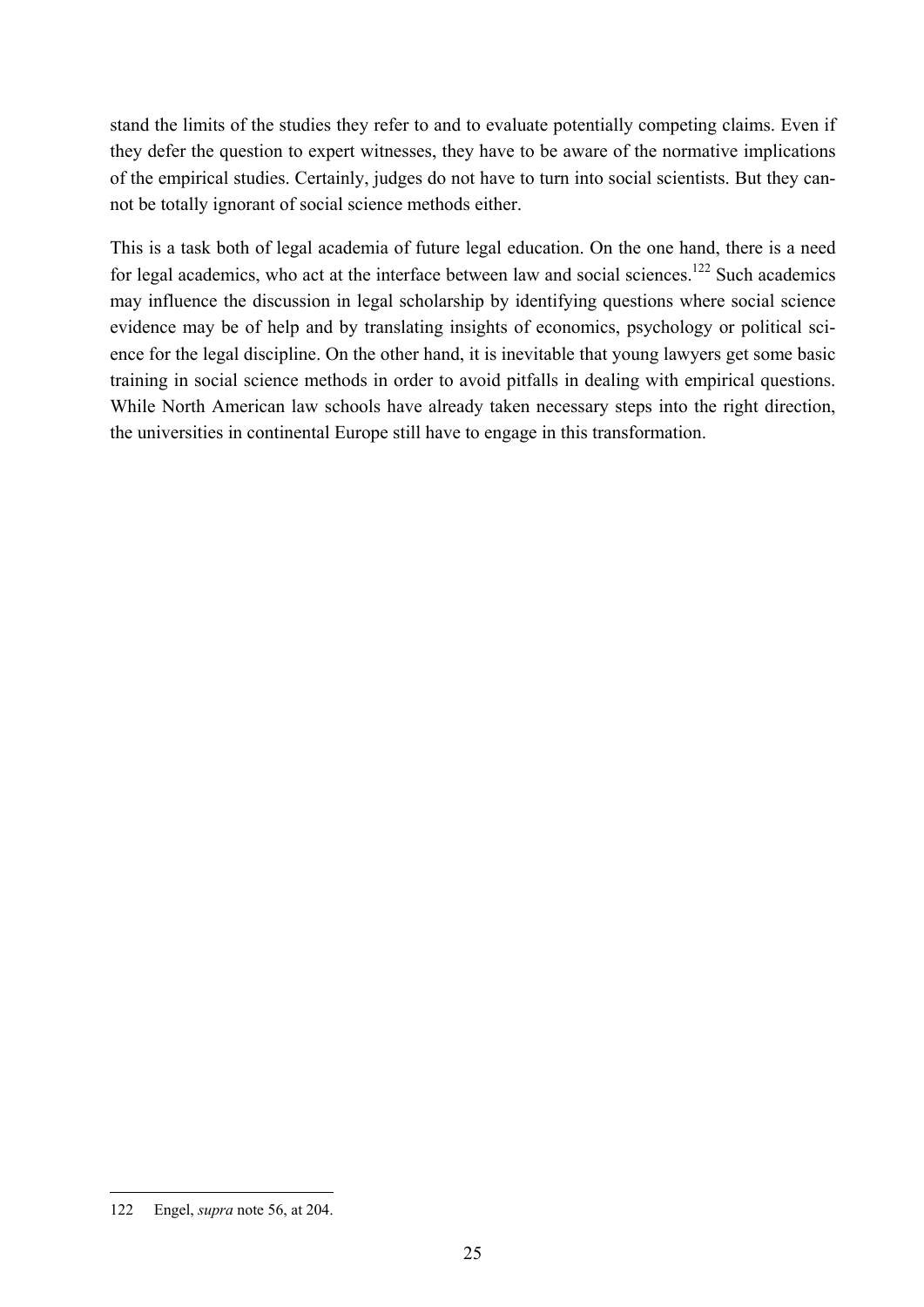stand the limits of the studies they refer to and to evaluate potentially competing claims. Even if they defer the question to expert witnesses, they have to be aware of the normative implications of the empirical studies. Certainly, judges do not have to turn into social scientists. But they cannot be totally ignorant of social science methods either.

This is a task both of legal academia of future legal education. On the one hand, there is a need for legal academics, who act at the interface between law and social sciences.[122] Such academics may influence the discussion in legal scholarship by identifying questions where social science evidence may be of help and by translating insights of economics, psychology or political science for the legal discipline. On the other hand, it is inevitable that young lawyers get some basic training in social science methods in order to avoid pitfalls in dealing with empirical questions. While North American law schools have already taken necessary steps into the right direction, the universities in continental Europe still have to engage in this transformation.

---

122 Engel, *supra* note 56, at 204.